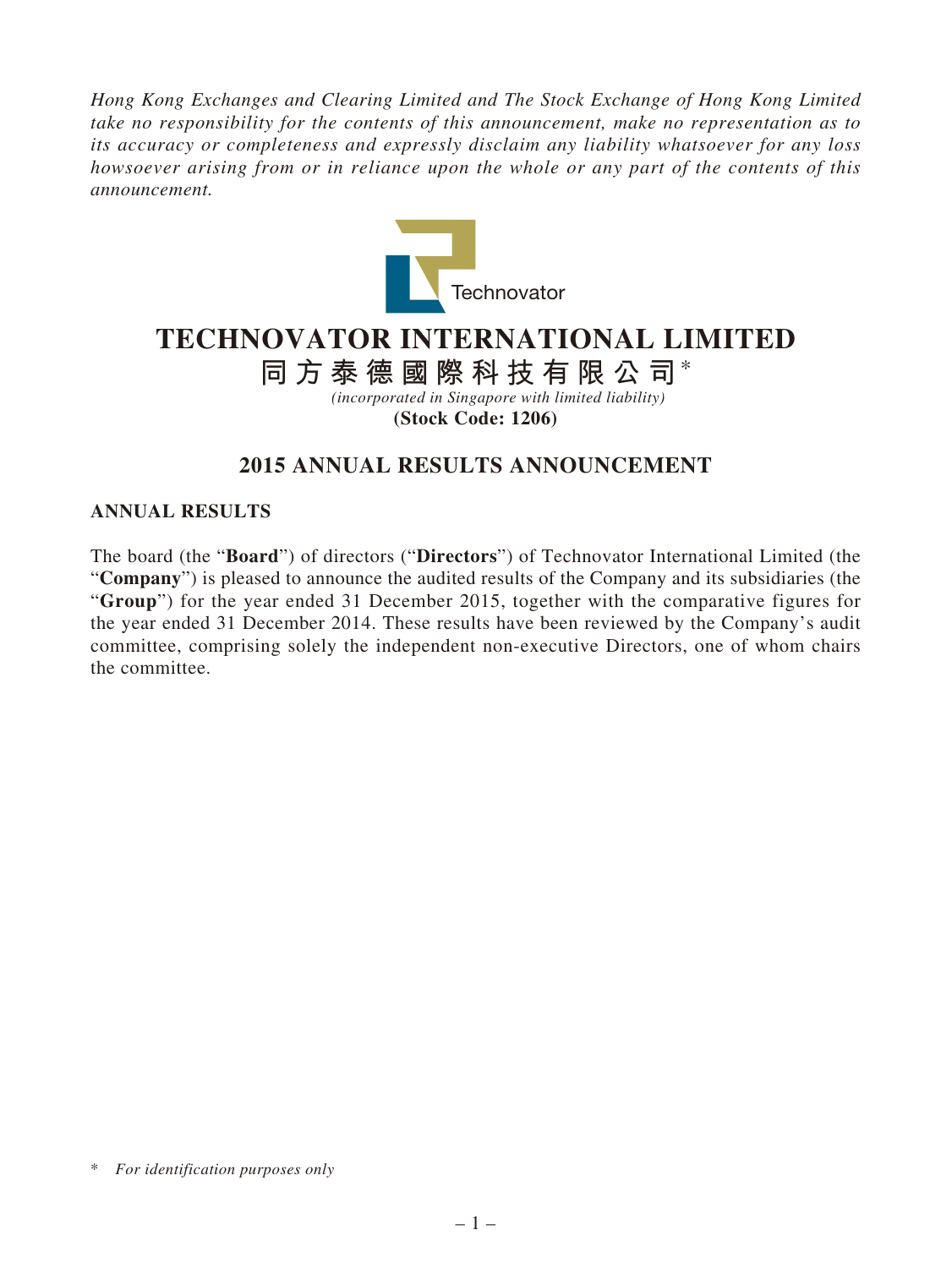*Hong Kong Exchanges and Clearing Limited and The Stock Exchange of Hong Kong Limited take no responsibility for the contents of this announcement, make no representation as to its accuracy or completeness and expressly disclaim any liability whatsoever for any loss howsoever arising from or in reliance upon the whole or any part of the contents of this announcement.*

Technovator

# TECHNOVATOR INTERNATIONAL LIMITED

# 同方泰德國際科技有限公司*

*(incorporated in Singapore with limited liability)*

**(Stock Code: 1206)**

## 2015 ANNUAL RESULTS ANNOUNCEMENT

### ANNUAL RESULTS

The board (the "**Board**") of directors ("**Directors**") of Technovator International Limited (the "**Company**") is pleased to announce the audited results of the Company and its subsidiaries (the "**Group**") for the year ended 31 December 2015, together with the comparative figures for the year ended 31 December 2014. These results have been reviewed by the Company's audit committee, comprising solely the independent non-executive Directors, one of whom chairs the committee.

\* *For identification purposes only*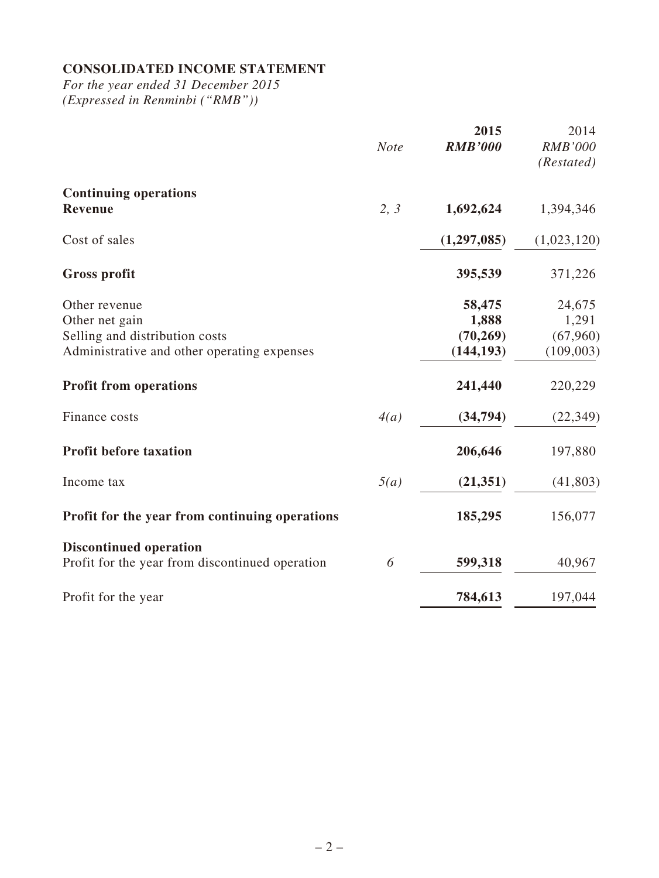## CONSOLIDATED INCOME STATEMENT

*For the year ended 31 December 2015*
*(Expressed in Renminbi ("RMB"))*

| | *Note* | **2015** | 2014 |
|---|---|---|---|
| | | ***RMB'000*** | *RMB'000* |
| | | | *(Restated)* |
| **Continuing operations** | | | |
| **Revenue** | *2, 3* | **1,692,624** | 1,394,346 |
| Cost of sales | | **(1,297,085)** | (1,023,120) |
| **Gross profit** | | **395,539** | 371,226 |
| Other revenue | | **58,475** | 24,675 |
| Other net gain | | **1,888** | 1,291 |
| Selling and distribution costs | | **(70,269)** | (67,960) |
| Administrative and other operating expenses | | **(144,193)** | (109,003) |
| **Profit from operations** | | **241,440** | 220,229 |
| Finance costs | *4(a)* | **(34,794)** | (22,349) |
| **Profit before taxation** | | **206,646** | 197,880 |
| Income tax | *5(a)* | **(21,351)** | (41,803) |
| **Profit for the year from continuing operations** | | **185,295** | 156,077 |
| **Discontinued operation** | | | |
| Profit for the year from discontinued operation | *6* | **599,318** | 40,967 |
| Profit for the year | | **784,613** | 197,044 |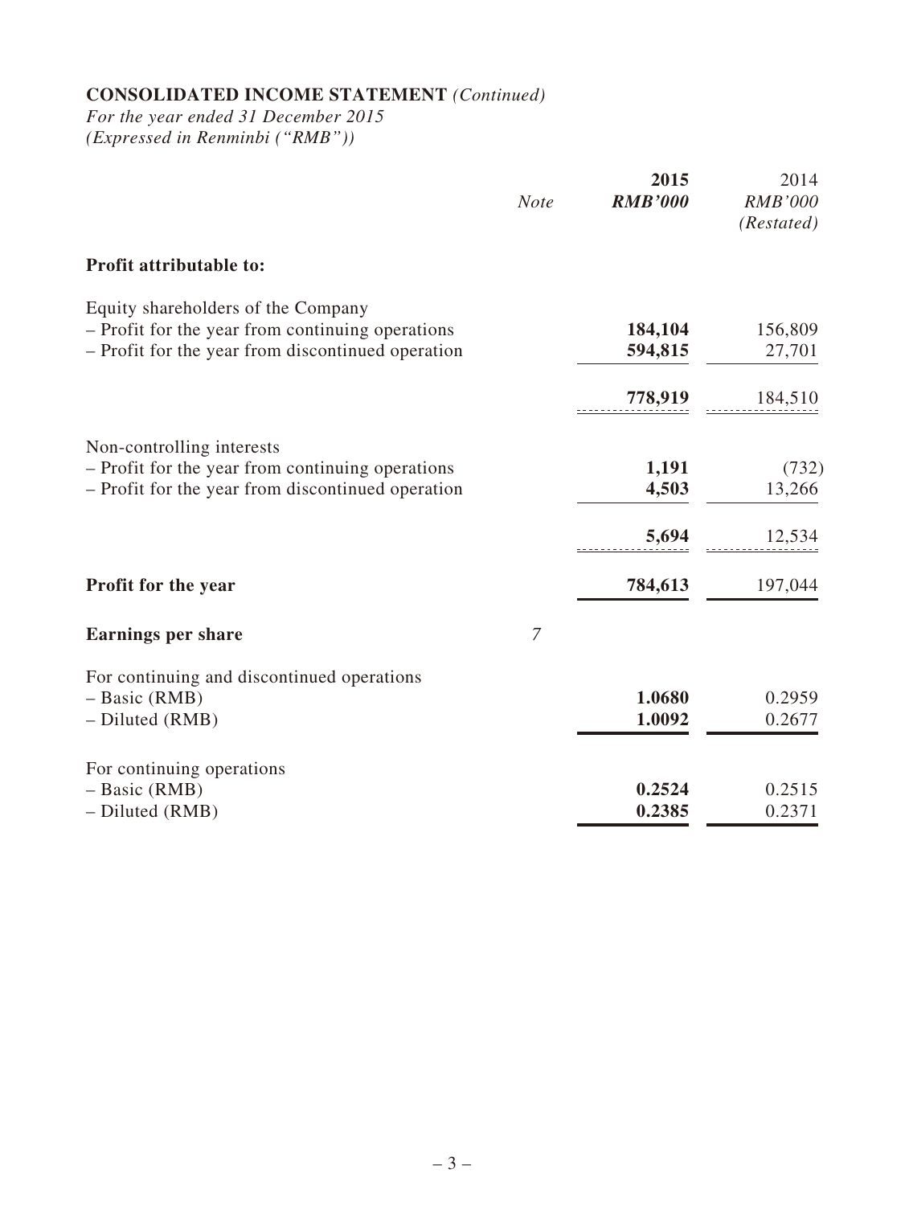## CONSOLIDATED INCOME STATEMENT *(Continued)*

*For the year ended 31 December 2015*
*(Expressed in Renminbi ("RMB"))*

| | *Note* | **2015** ***RMB'000*** | 2014 *RMB'000* *(Restated)* |
|---|---|---|---|
| **Profit attributable to:** | | | |
| Equity shareholders of the Company | | | |
| – Profit for the year from continuing operations | | **184,104** | 156,809 |
| – Profit for the year from discontinued operation | | **594,815** | 27,701 |
| | | **778,919** | 184,510 |
| Non-controlling interests | | | |
| – Profit for the year from continuing operations | | **1,191** | (732) |
| – Profit for the year from discontinued operation | | **4,503** | 13,266 |
| | | **5,694** | 12,534 |
| **Profit for the year** | | **784,613** | 197,044 |
| **Earnings per share** | *7* | | |
| For continuing and discontinued operations | | | |
| – Basic (RMB) | | **1.0680** | 0.2959 |
| – Diluted (RMB) | | **1.0092** | 0.2677 |
| For continuing operations | | | |
| – Basic (RMB) | | **0.2524** | 0.2515 |
| – Diluted (RMB) | | **0.2385** | 0.2371 |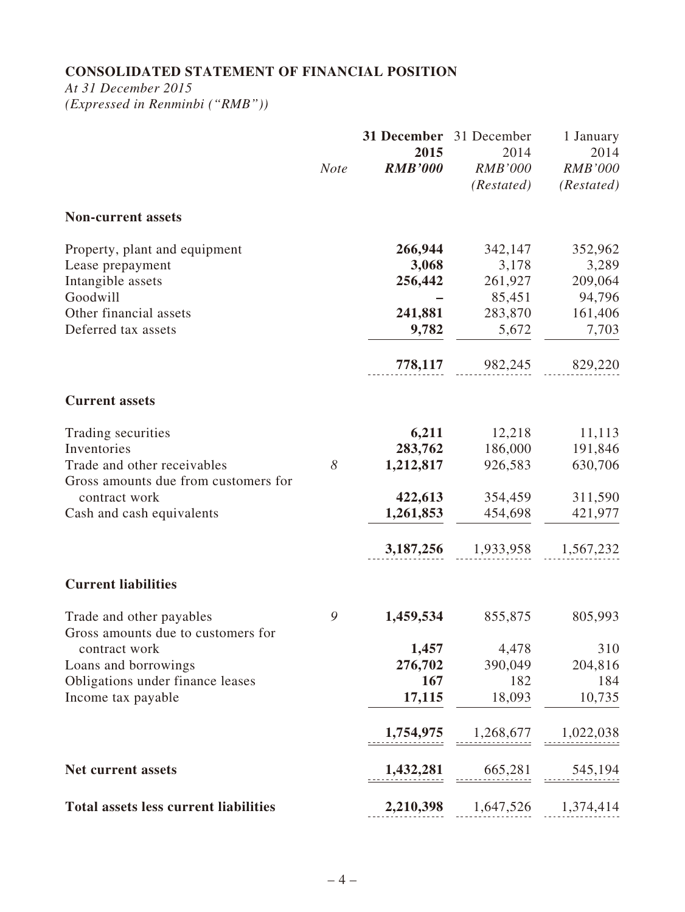## CONSOLIDATED STATEMENT OF FINANCIAL POSITION

*At 31 December 2015*
*(Expressed in Renminbi ("RMB"))*

| | *Note* | **31 December 2015** ***RMB'000*** | 31 December 2014 *RMB'000* *(Restated)* | 1 January 2014 *RMB'000* *(Restated)* |
|---|---|---|---|---|
| **Non-current assets** | | | | |
| Property, plant and equipment | | **266,944** | 342,147 | 352,962 |
| Lease prepayment | | **3,068** | 3,178 | 3,289 |
| Intangible assets | | **256,442** | 261,927 | 209,064 |
| Goodwill | | **–** | 85,451 | 94,796 |
| Other financial assets | | **241,881** | 283,870 | 161,406 |
| Deferred tax assets | | **9,782** | 5,672 | 7,703 |
| | | **778,117** | 982,245 | 829,220 |
| **Current assets** | | | | |
| Trading securities | | **6,211** | 12,218 | 11,113 |
| Inventories | | **283,762** | 186,000 | 191,846 |
| Trade and other receivables | 8 | **1,212,817** | 926,583 | 630,706 |
| Gross amounts due from customers for contract work | | **422,613** | 354,459 | 311,590 |
| Cash and cash equivalents | | **1,261,853** | 454,698 | 421,977 |
| | | **3,187,256** | 1,933,958 | 1,567,232 |
| **Current liabilities** | | | | |
| Trade and other payables | 9 | **1,459,534** | 855,875 | 805,993 |
| Gross amounts due to customers for contract work | | **1,457** | 4,478 | 310 |
| Loans and borrowings | | **276,702** | 390,049 | 204,816 |
| Obligations under finance leases | | **167** | 182 | 184 |
| Income tax payable | | **17,115** | 18,093 | 10,735 |
| | | **1,754,975** | 1,268,677 | 1,022,038 |
| **Net current assets** | | **1,432,281** | 665,281 | 545,194 |
| **Total assets less current liabilities** | | **2,210,398** | 1,647,526 | 1,374,414 |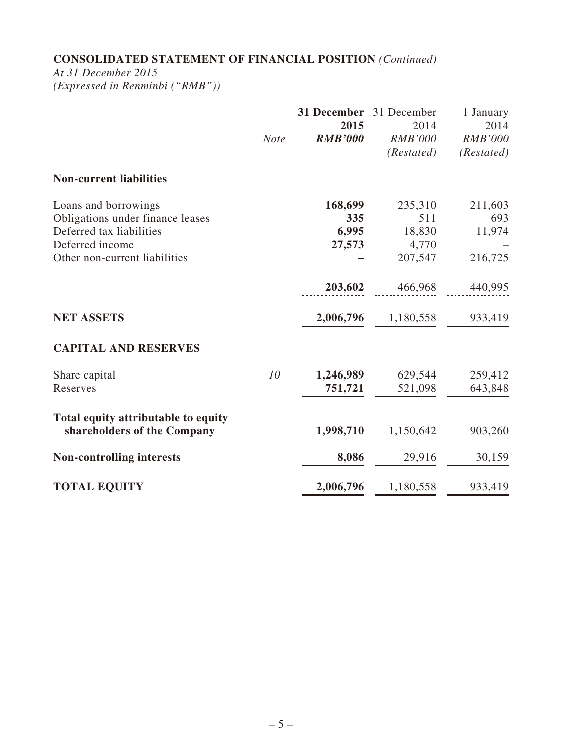## CONSOLIDATED STATEMENT OF FINANCIAL POSITION *(Continued)*

*At 31 December 2015*
*(Expressed in Renminbi ("RMB"))*

| | *Note* | **31 December 2015** ***RMB'000*** | 31 December 2014 *RMB'000* *(Restated)* | 1 January 2014 *RMB'000* *(Restated)* |
|---|---|---|---|---|
| **Non-current liabilities** | | | | |
| Loans and borrowings | | **168,699** | 235,310 | 211,603 |
| Obligations under finance leases | | **335** | 511 | 693 |
| Deferred tax liabilities | | **6,995** | 18,830 | 11,974 |
| Deferred income | | **27,573** | 4,770 | – |
| Other non-current liabilities | | **–** | 207,547 | 216,725 |
| | | **203,602** | 466,968 | 440,995 |
| **NET ASSETS** | | **2,006,796** | 1,180,558 | 933,419 |
| **CAPITAL AND RESERVES** | | | | |
| Share capital | *10* | **1,246,989** | 629,544 | 259,412 |
| Reserves | | **751,721** | 521,098 | 643,848 |
| **Total equity attributable to equity shareholders of the Company** | | **1,998,710** | 1,150,642 | 903,260 |
| **Non-controlling interests** | | **8,086** | 29,916 | 30,159 |
| **TOTAL EQUITY** | | **2,006,796** | 1,180,558 | 933,419 |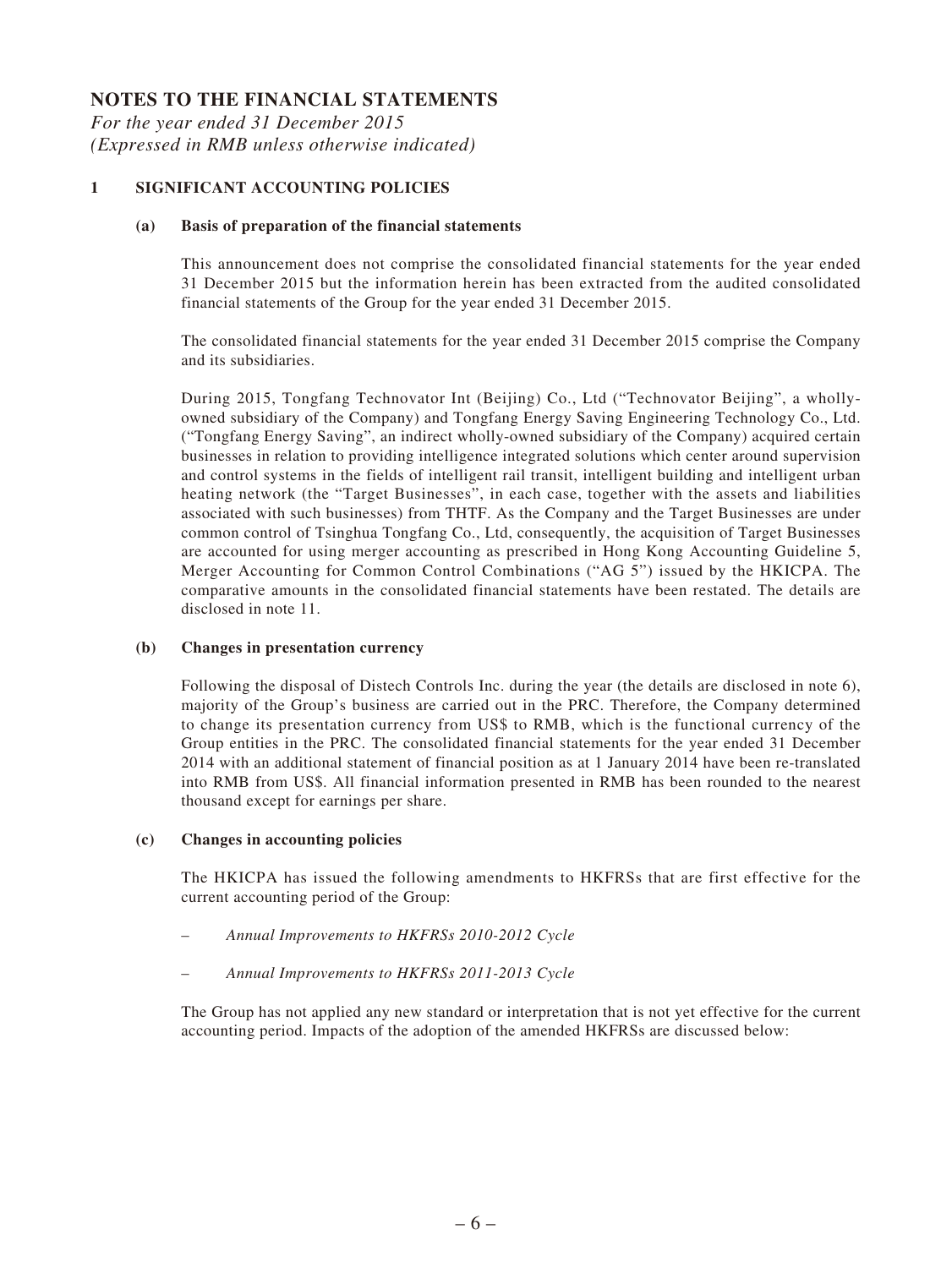# NOTES TO THE FINANCIAL STATEMENTS

*For the year ended 31 December 2015*
*(Expressed in RMB unless otherwise indicated)*

## 1 SIGNIFICANT ACCOUNTING POLICIES

### (a) Basis of preparation of the financial statements

This announcement does not comprise the consolidated financial statements for the year ended 31 December 2015 but the information herein has been extracted from the audited consolidated financial statements of the Group for the year ended 31 December 2015.

The consolidated financial statements for the year ended 31 December 2015 comprise the Company and its subsidiaries.

During 2015, Tongfang Technovator Int (Beijing) Co., Ltd ("Technovator Beijing", a wholly-owned subsidiary of the Company) and Tongfang Energy Saving Engineering Technology Co., Ltd. ("Tongfang Energy Saving", an indirect wholly-owned subsidiary of the Company) acquired certain businesses in relation to providing intelligence integrated solutions which center around supervision and control systems in the fields of intelligent rail transit, intelligent building and intelligent urban heating network (the "Target Businesses", in each case, together with the assets and liabilities associated with such businesses) from THTF. As the Company and the Target Businesses are under common control of Tsinghua Tongfang Co., Ltd, consequently, the acquisition of Target Businesses are accounted for using merger accounting as prescribed in Hong Kong Accounting Guideline 5, Merger Accounting for Common Control Combinations ("AG 5") issued by the HKICPA. The comparative amounts in the consolidated financial statements have been restated. The details are disclosed in note 11.

### (b) Changes in presentation currency

Following the disposal of Distech Controls Inc. during the year (the details are disclosed in note 6), majority of the Group's business are carried out in the PRC. Therefore, the Company determined to change its presentation currency from US$ to RMB, which is the functional currency of the Group entities in the PRC. The consolidated financial statements for the year ended 31 December 2014 with an additional statement of financial position as at 1 January 2014 have been re-translated into RMB from US$. All financial information presented in RMB has been rounded to the nearest thousand except for earnings per share.

### (c) Changes in accounting policies

The HKICPA has issued the following amendments to HKFRSs that are first effective for the current accounting period of the Group:

– *Annual Improvements to HKFRSs 2010-2012 Cycle*

– *Annual Improvements to HKFRSs 2011-2013 Cycle*

The Group has not applied any new standard or interpretation that is not yet effective for the current accounting period. Impacts of the adoption of the amended HKFRSs are discussed below: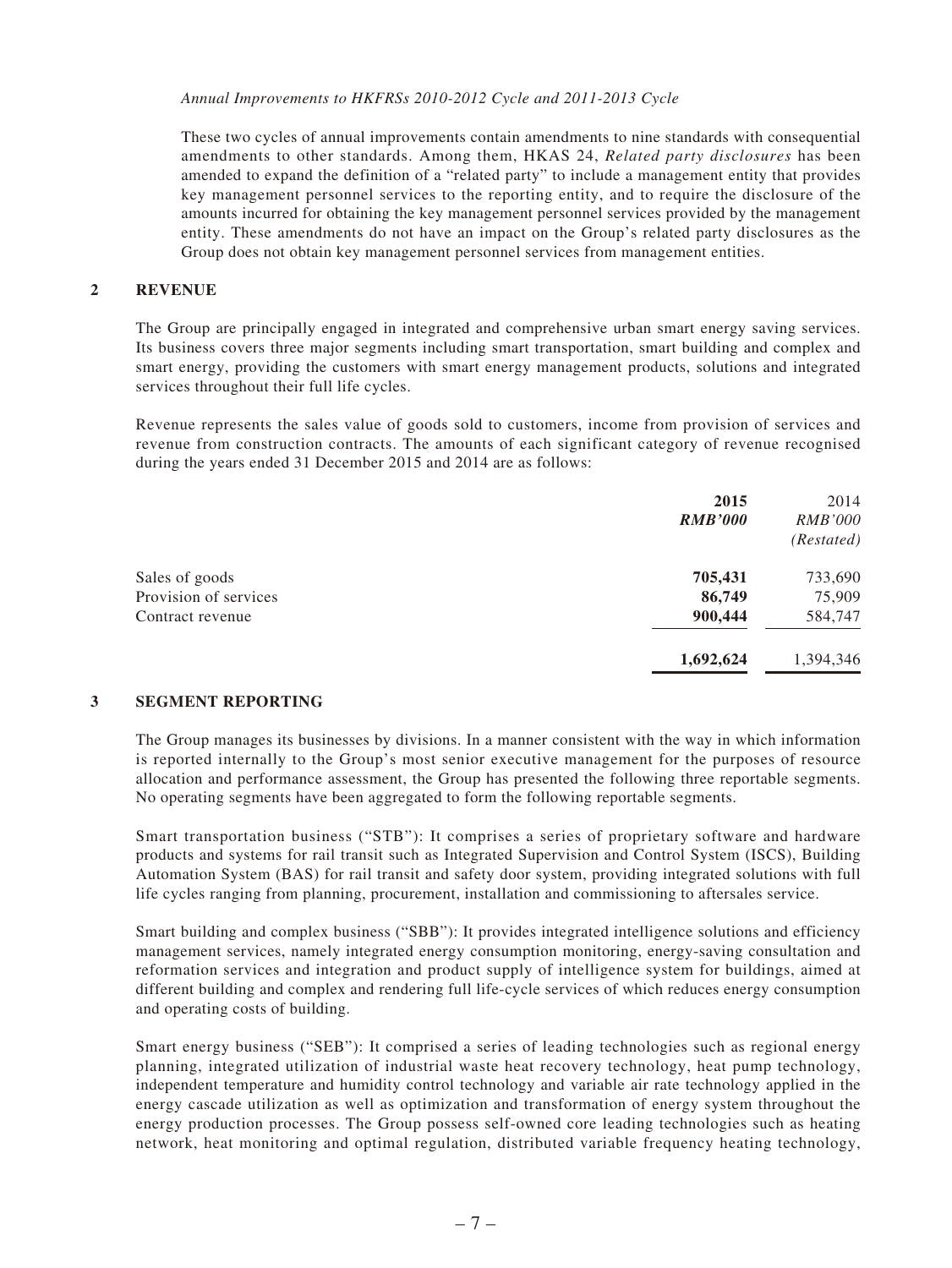*Annual Improvements to HKFRSs 2010-2012 Cycle and 2011-2013 Cycle*

These two cycles of annual improvements contain amendments to nine standards with consequential amendments to other standards. Among them, HKAS 24, *Related party disclosures* has been amended to expand the definition of a "related party" to include a management entity that provides key management personnel services to the reporting entity, and to require the disclosure of the amounts incurred for obtaining the key management personnel services provided by the management entity. These amendments do not have an impact on the Group's related party disclosures as the Group does not obtain key management personnel services from management entities.

## 2 REVENUE

The Group are principally engaged in integrated and comprehensive urban smart energy saving services. Its business covers three major segments including smart transportation, smart building and complex and smart energy, providing the customers with smart energy management products, solutions and integrated services throughout their full life cycles.

Revenue represents the sales value of goods sold to customers, income from provision of services and revenue from construction contracts. The amounts of each significant category of revenue recognised during the years ended 31 December 2015 and 2014 are as follows:

| | **2015** | 2014 |
|---|---|---|
| | ***RMB'000*** | *RMB'000* |
| | | *(Restated)* |
| Sales of goods | **705,431** | 733,690 |
| Provision of services | **86,749** | 75,909 |
| Contract revenue | **900,444** | 584,747 |
| | **1,692,624** | 1,394,346 |

## 3 SEGMENT REPORTING

The Group manages its businesses by divisions. In a manner consistent with the way in which information is reported internally to the Group's most senior executive management for the purposes of resource allocation and performance assessment, the Group has presented the following three reportable segments. No operating segments have been aggregated to form the following reportable segments.

Smart transportation business ("STB"): It comprises a series of proprietary software and hardware products and systems for rail transit such as Integrated Supervision and Control System (ISCS), Building Automation System (BAS) for rail transit and safety door system, providing integrated solutions with full life cycles ranging from planning, procurement, installation and commissioning to aftersales service.

Smart building and complex business ("SBB"): It provides integrated intelligence solutions and efficiency management services, namely integrated energy consumption monitoring, energy-saving consultation and reformation services and integration and product supply of intelligence system for buildings, aimed at different building and complex and rendering full life-cycle services of which reduces energy consumption and operating costs of building.

Smart energy business ("SEB"): It comprised a series of leading technologies such as regional energy planning, integrated utilization of industrial waste heat recovery technology, heat pump technology, independent temperature and humidity control technology and variable air rate technology applied in the energy cascade utilization as well as optimization and transformation of energy system throughout the energy production processes. The Group possess self-owned core leading technologies such as heating network, heat monitoring and optimal regulation, distributed variable frequency heating technology,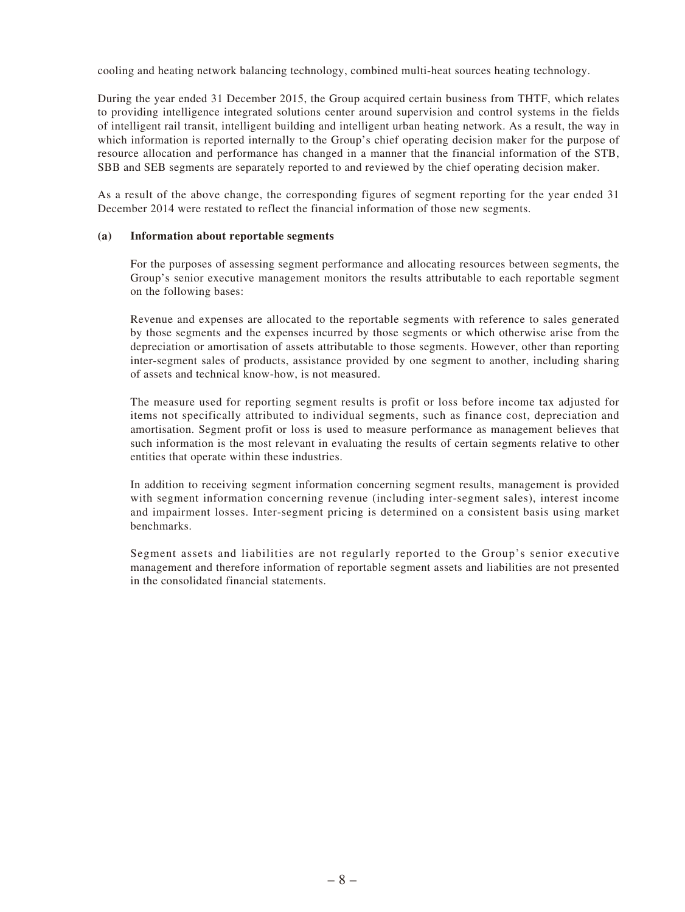cooling and heating network balancing technology, combined multi-heat sources heating technology.

During the year ended 31 December 2015, the Group acquired certain business from THTF, which relates to providing intelligence integrated solutions center around supervision and control systems in the fields of intelligent rail transit, intelligent building and intelligent urban heating network. As a result, the way in which information is reported internally to the Group's chief operating decision maker for the purpose of resource allocation and performance has changed in a manner that the financial information of the STB, SBB and SEB segments are separately reported to and reviewed by the chief operating decision maker.

As a result of the above change, the corresponding figures of segment reporting for the year ended 31 December 2014 were restated to reflect the financial information of those new segments.

**(a) Information about reportable segments**

For the purposes of assessing segment performance and allocating resources between segments, the Group's senior executive management monitors the results attributable to each reportable segment on the following bases:

Revenue and expenses are allocated to the reportable segments with reference to sales generated by those segments and the expenses incurred by those segments or which otherwise arise from the depreciation or amortisation of assets attributable to those segments. However, other than reporting inter-segment sales of products, assistance provided by one segment to another, including sharing of assets and technical know-how, is not measured.

The measure used for reporting segment results is profit or loss before income tax adjusted for items not specifically attributed to individual segments, such as finance cost, depreciation and amortisation. Segment profit or loss is used to measure performance as management believes that such information is the most relevant in evaluating the results of certain segments relative to other entities that operate within these industries.

In addition to receiving segment information concerning segment results, management is provided with segment information concerning revenue (including inter-segment sales), interest income and impairment losses. Inter-segment pricing is determined on a consistent basis using market benchmarks.

Segment assets and liabilities are not regularly reported to the Group's senior executive management and therefore information of reportable segment assets and liabilities are not presented in the consolidated financial statements.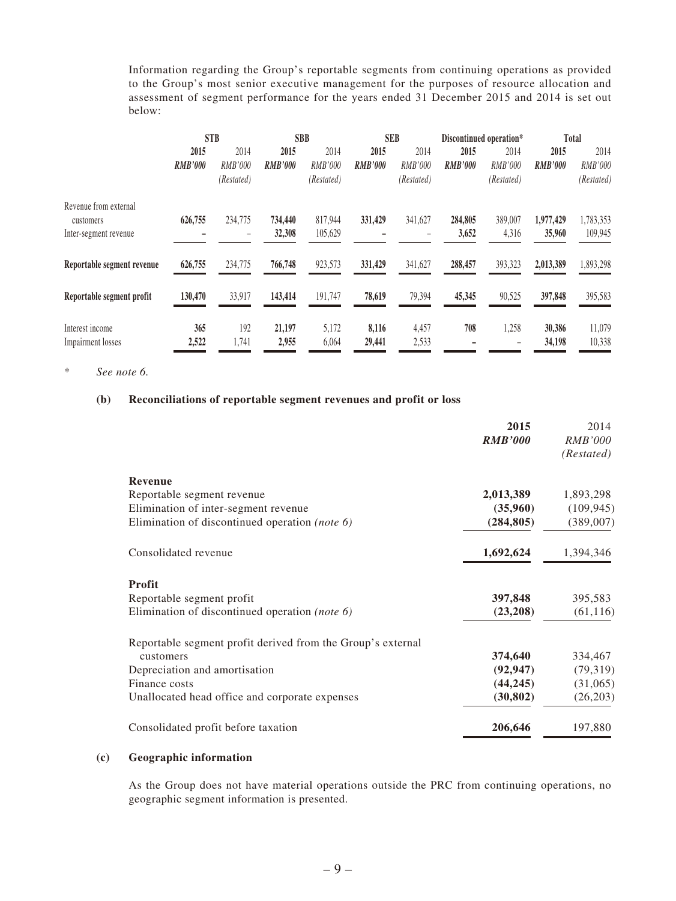Information regarding the Group's reportable segments from continuing operations as provided to the Group's most senior executive management for the purposes of resource allocation and assessment of segment performance for the years ended 31 December 2015 and 2014 is set out below:

| | STB | | SBB | | SEB | | Discontinued operation* | | Total | |
|---|---|---|---|---|---|---|---|---|---|---|
| | **2015** | 2014 | **2015** | 2014 | **2015** | 2014 | **2015** | 2014 | **2015** | 2014 |
| | ***RMB'000*** | *RMB'000* *(Restated)* | ***RMB'000*** | *RMB'000* *(Restated)* | ***RMB'000*** | *RMB'000* *(Restated)* | ***RMB'000*** | *RMB'000* *(Restated)* | ***RMB'000*** | *RMB'000* *(Restated)* |
| Revenue from external customers | **626,755** | 234,775 | **734,440** | 817,944 | **331,429** | 341,627 | **284,805** | 389,007 | **1,977,429** | 1,783,353 |
| Inter-segment revenue | **–** | – | **32,308** | 105,629 | **–** | – | **3,652** | 4,316 | **35,960** | 109,945 |
| **Reportable segment revenue** | **626,755** | 234,775 | **766,748** | 923,573 | **331,429** | 341,627 | **288,457** | 393,323 | **2,013,389** | 1,893,298 |
| **Reportable segment profit** | **130,470** | 33,917 | **143,414** | 191,747 | **78,619** | 79,394 | **45,345** | 90,525 | **397,848** | 395,583 |
| Interest income | **365** | 192 | **21,197** | 5,172 | **8,116** | 4,457 | **708** | 1,258 | **30,386** | 11,079 |
| Impairment losses | **2,522** | 1,741 | **2,955** | 6,064 | **29,441** | 2,533 | **–** | – | **34,198** | 10,338 |

\* *See note 6.*

### (b) Reconciliations of reportable segment revenues and profit or loss

| | 2015 | 2014 |
|---|---|---|
| | ***RMB'000*** | *RMB'000* *(Restated)* |
| **Revenue** | | |
| Reportable segment revenue | **2,013,389** | 1,893,298 |
| Elimination of inter-segment revenue | **(35,960)** | (109,945) |
| Elimination of discontinued operation *(note 6)* | **(284,805)** | (389,007) |
| Consolidated revenue | **1,692,624** | 1,394,346 |
| **Profit** | | |
| Reportable segment profit | **397,848** | 395,583 |
| Elimination of discontinued operation *(note 6)* | **(23,208)** | (61,116) |
| Reportable segment profit derived from the Group's external customers | **374,640** | 334,467 |
| Depreciation and amortisation | **(92,947)** | (79,319) |
| Finance costs | **(44,245)** | (31,065) |
| Unallocated head office and corporate expenses | **(30,802)** | (26,203) |
| Consolidated profit before taxation | **206,646** | 197,880 |

### (c) Geographic information

As the Group does not have material operations outside the PRC from continuing operations, no geographic segment information is presented.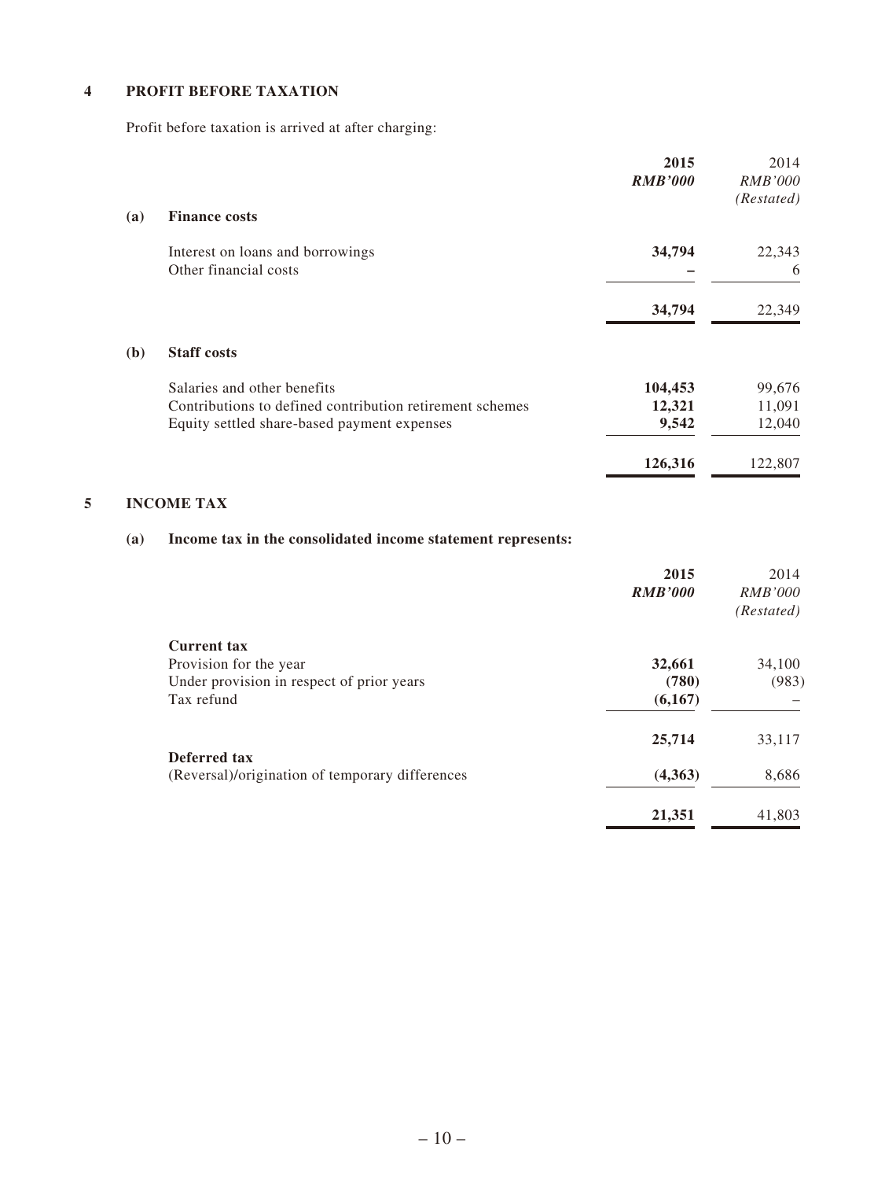## 4 PROFIT BEFORE TAXATION

Profit before taxation is arrived at after charging:

| | | 2015<br>*RMB'000* | 2014<br>*RMB'000*<br>*(Restated)* |
|---|---|---|---|
| **(a)** | **Finance costs** | | |
| | Interest on loans and borrowings | **34,794** | 22,343 |
| | Other financial costs | **–** | 6 |
| | | **34,794** | 22,349 |
| **(b)** | **Staff costs** | | |
| | Salaries and other benefits | **104,453** | 99,676 |
| | Contributions to defined contribution retirement schemes | **12,321** | 11,091 |
| | Equity settled share-based payment expenses | **9,542** | 12,040 |
| | | **126,316** | 122,807 |

## 5 INCOME TAX

### (a) Income tax in the consolidated income statement represents:

| | 2015<br>*RMB'000* | 2014<br>*RMB'000*<br>*(Restated)* |
|---|---|---|
| **Current tax** | | |
| Provision for the year | **32,661** | 34,100 |
| Under provision in respect of prior years | **(780)** | (983) |
| Tax refund | **(6,167)** | – |
| | **25,714** | 33,117 |
| **Deferred tax** | | |
| (Reversal)/origination of temporary differences | **(4,363)** | 8,686 |
| | **21,351** | 41,803 |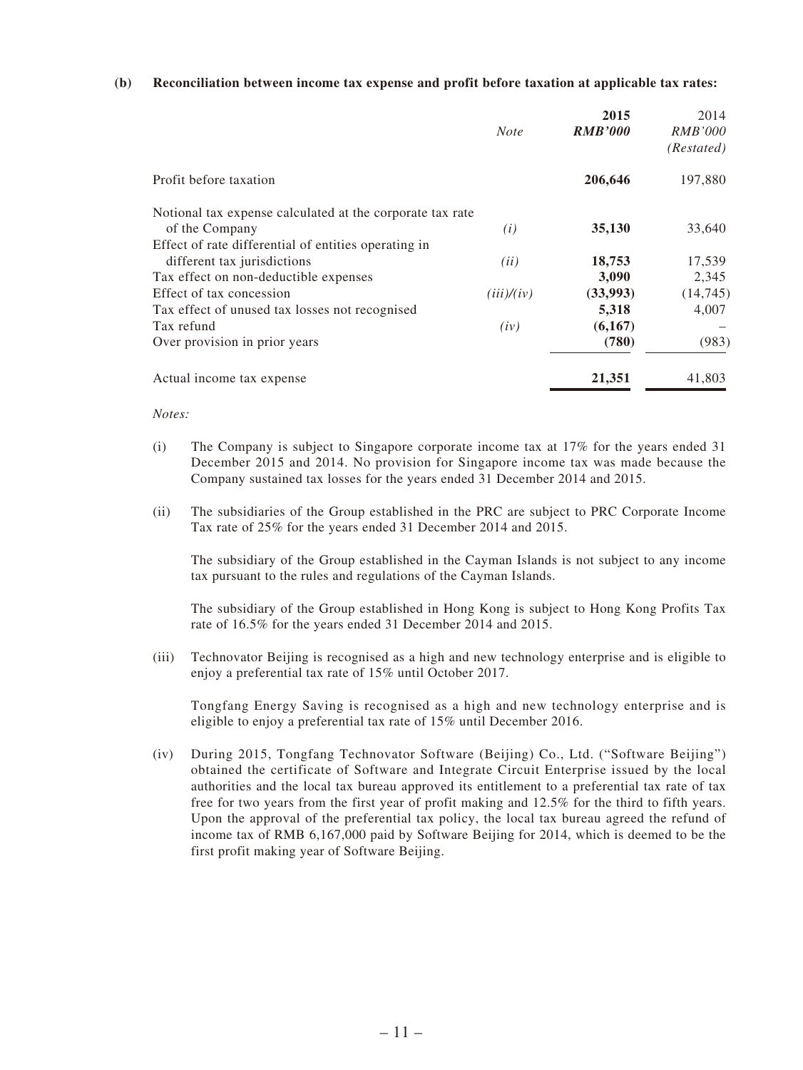**(b) Reconciliation between income tax expense and profit before taxation at applicable tax rates:**

| | Note | 2015 RMB'000 | 2014 RMB'000 (Restated) |
|---|---|---|---|
| Profit before taxation | | **206,646** | 197,880 |
| Notional tax expense calculated at the corporate tax rate of the Company | *(i)* | **35,130** | 33,640 |
| Effect of rate differential of entities operating in different tax jurisdictions | *(ii)* | **18,753** | 17,539 |
| Tax effect on non-deductible expenses | | **3,090** | 2,345 |
| Effect of tax concession | *(iii)/(iv)* | **(33,993)** | (14,745) |
| Tax effect of unused tax losses not recognised | | **5,318** | 4,007 |
| Tax refund | *(iv)* | **(6,167)** | – |
| Over provision in prior years | | **(780)** | (983) |
| Actual income tax expense | | **21,351** | 41,803 |

*Notes:*

(i) The Company is subject to Singapore corporate income tax at 17% for the years ended 31 December 2015 and 2014. No provision for Singapore income tax was made because the Company sustained tax losses for the years ended 31 December 2014 and 2015.

(ii) The subsidiaries of the Group established in the PRC are subject to PRC Corporate Income Tax rate of 25% for the years ended 31 December 2014 and 2015.

The subsidiary of the Group established in the Cayman Islands is not subject to any income tax pursuant to the rules and regulations of the Cayman Islands.

The subsidiary of the Group established in Hong Kong is subject to Hong Kong Profits Tax rate of 16.5% for the years ended 31 December 2014 and 2015.

(iii) Technovator Beijing is recognised as a high and new technology enterprise and is eligible to enjoy a preferential tax rate of 15% until October 2017.

Tongfang Energy Saving is recognised as a high and new technology enterprise and is eligible to enjoy a preferential tax rate of 15% until December 2016.

(iv) During 2015, Tongfang Technovator Software (Beijing) Co., Ltd. ("Software Beijing") obtained the certificate of Software and Integrate Circuit Enterprise issued by the local authorities and the local tax bureau approved its entitlement to a preferential tax rate of tax free for two years from the first year of profit making and 12.5% for the third to fifth years. Upon the approval of the preferential tax policy, the local tax bureau agreed the refund of income tax of RMB 6,167,000 paid by Software Beijing for 2014, which is deemed to be the first profit making year of Software Beijing.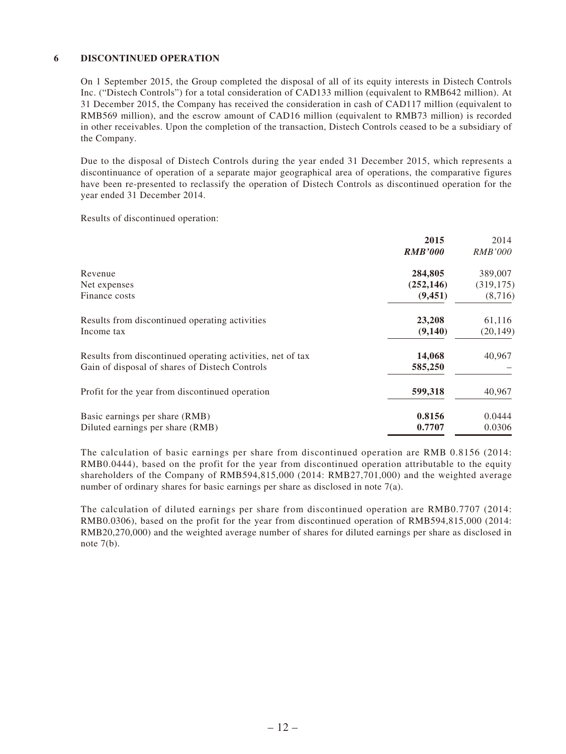## 6 DISCONTINUED OPERATION

On 1 September 2015, the Group completed the disposal of all of its equity interests in Distech Controls Inc. ("Distech Controls") for a total consideration of CAD133 million (equivalent to RMB642 million). At 31 December 2015, the Company has received the consideration in cash of CAD117 million (equivalent to RMB569 million), and the escrow amount of CAD16 million (equivalent to RMB73 million) is recorded in other receivables. Upon the completion of the transaction, Distech Controls ceased to be a subsidiary of the Company.

Due to the disposal of Distech Controls during the year ended 31 December 2015, which represents a discontinuance of operation of a separate major geographical area of operations, the comparative figures have been re-presented to reclassify the operation of Distech Controls as discontinued operation for the year ended 31 December 2014.

Results of discontinued operation:

| | **2015** | 2014 |
|---|---|---|
| | ***RMB'000*** | *RMB'000* |
| Revenue | **284,805** | 389,007 |
| Net expenses | **(252,146)** | (319,175) |
| Finance costs | **(9,451)** | (8,716) |
| Results from discontinued operating activities | **23,208** | 61,116 |
| Income tax | **(9,140)** | (20,149) |
| Results from discontinued operating activities, net of tax | **14,068** | 40,967 |
| Gain of disposal of shares of Distech Controls | **585,250** | – |
| Profit for the year from discontinued operation | **599,318** | 40,967 |
| Basic earnings per share (RMB) | **0.8156** | 0.0444 |
| Diluted earnings per share (RMB) | **0.7707** | 0.0306 |

The calculation of basic earnings per share from discontinued operation are RMB 0.8156 (2014: RMB0.0444), based on the profit for the year from discontinued operation attributable to the equity shareholders of the Company of RMB594,815,000 (2014: RMB27,701,000) and the weighted average number of ordinary shares for basic earnings per share as disclosed in note 7(a).

The calculation of diluted earnings per share from discontinued operation are RMB0.7707 (2014: RMB0.0306), based on the profit for the year from discontinued operation of RMB594,815,000 (2014: RMB20,270,000) and the weighted average number of shares for diluted earnings per share as disclosed in note 7(b).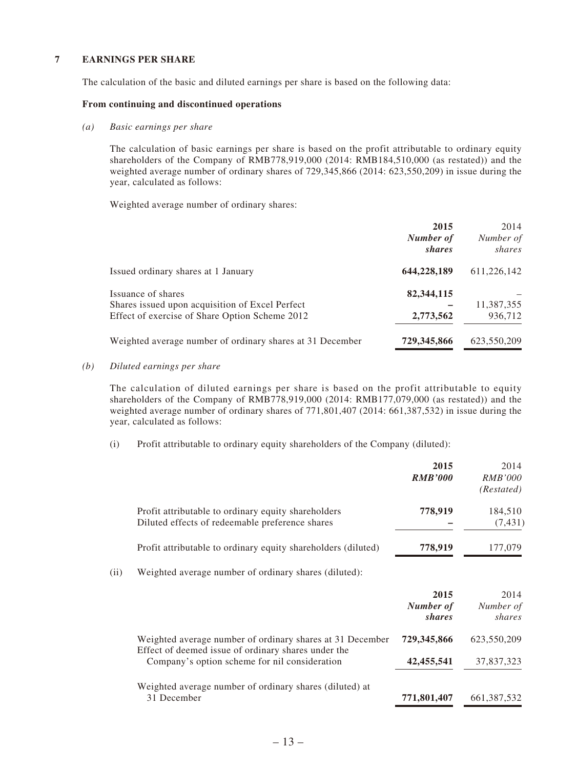## 7 EARNINGS PER SHARE

The calculation of the basic and diluted earnings per share is based on the following data:

**From continuing and discontinued operations**

*(a) Basic earnings per share*

The calculation of basic earnings per share is based on the profit attributable to ordinary equity shareholders of the Company of RMB778,919,000 (2014: RMB184,510,000 (as restated)) and the weighted average number of ordinary shares of 729,345,866 (2014: 623,550,209) in issue during the year, calculated as follows:

Weighted average number of ordinary shares:

| | **2015** | 2014 |
|---|---|---|
| | ***Number of shares*** | *Number of shares* |
| Issued ordinary shares at 1 January | **644,228,189** | 611,226,142 |
| Issuance of shares | **82,344,115** | – |
| Shares issued upon acquisition of Excel Perfect | **–** | 11,387,355 |
| Effect of exercise of Share Option Scheme 2012 | **2,773,562** | 936,712 |
| Weighted average number of ordinary shares at 31 December | **729,345,866** | 623,550,209 |

*(b) Diluted earnings per share*

The calculation of diluted earnings per share is based on the profit attributable to equity shareholders of the Company of RMB778,919,000 (2014: RMB177,079,000 (as restated)) and the weighted average number of ordinary shares of 771,801,407 (2014: 661,387,532) in issue during the year, calculated as follows:

(i) Profit attributable to ordinary equity shareholders of the Company (diluted):

| | **2015** | 2014 |
|---|---|---|
| | ***RMB'000*** | *RMB'000 (Restated)* |
| Profit attributable to ordinary equity shareholders | **778,919** | 184,510 |
| Diluted effects of redeemable preference shares | **–** | (7,431) |
| Profit attributable to ordinary equity shareholders (diluted) | **778,919** | 177,079 |

(ii) Weighted average number of ordinary shares (diluted):

| | **2015** | 2014 |
|---|---|---|
| | ***Number of shares*** | *Number of shares* |
| Weighted average number of ordinary shares at 31 December | **729,345,866** | 623,550,209 |
| Effect of deemed issue of ordinary shares under the Company's option scheme for nil consideration | **42,455,541** | 37,837,323 |
| Weighted average number of ordinary shares (diluted) at 31 December | **771,801,407** | 661,387,532 |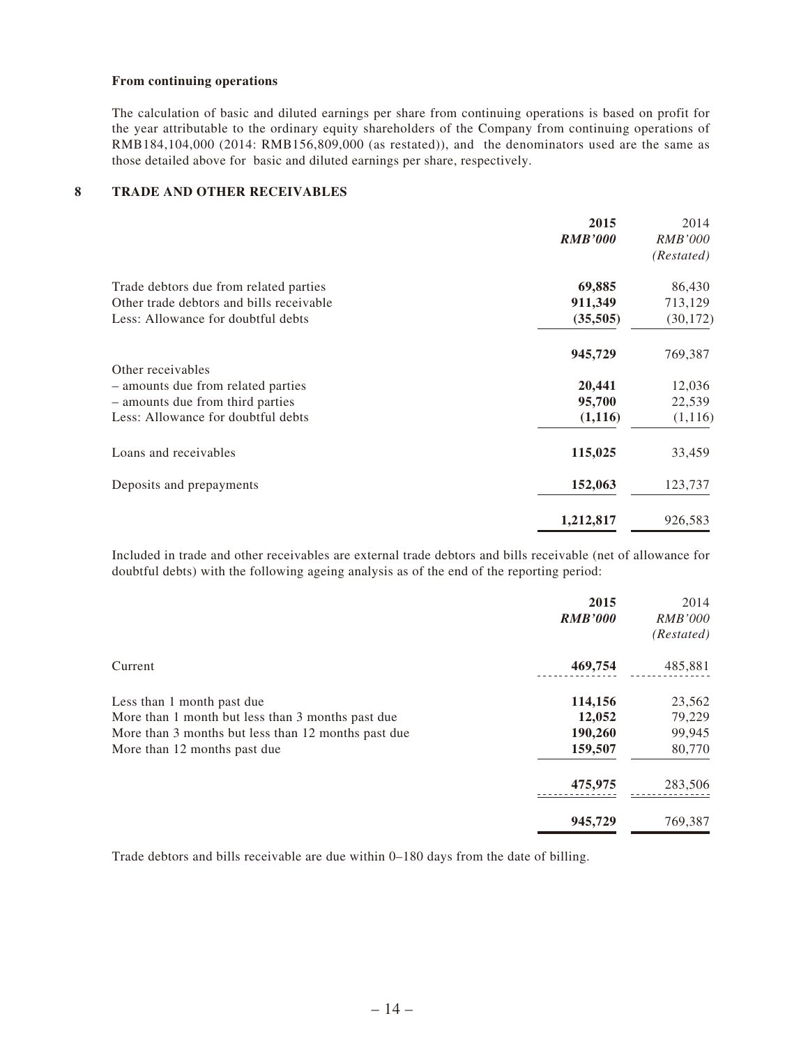**From continuing operations**

The calculation of basic and diluted earnings per share from continuing operations is based on profit for the year attributable to the ordinary equity shareholders of the Company from continuing operations of RMB184,104,000 (2014: RMB156,809,000 (as restated)), and the denominators used are the same as those detailed above for basic and diluted earnings per share, respectively.

## 8 TRADE AND OTHER RECEIVABLES

| | 2015 | 2014 |
|---|---|---|
| | *RMB'000* | *RMB'000* |
| | | *(Restated)* |
| Trade debtors due from related parties | **69,885** | 86,430 |
| Other trade debtors and bills receivable | **911,349** | 713,129 |
| Less: Allowance for doubtful debts | **(35,505)** | (30,172) |
| | **945,729** | 769,387 |
| Other receivables | | |
| – amounts due from related parties | **20,441** | 12,036 |
| – amounts due from third parties | **95,700** | 22,539 |
| Less: Allowance for doubtful debts | **(1,116)** | (1,116) |
| Loans and receivables | **115,025** | 33,459 |
| Deposits and prepayments | **152,063** | 123,737 |
| | **1,212,817** | 926,583 |

Included in trade and other receivables are external trade debtors and bills receivable (net of allowance for doubtful debts) with the following ageing analysis as of the end of the reporting period:

| | 2015 | 2014 |
|---|---|---|
| | *RMB'000* | *RMB'000* |
| | | *(Restated)* |
| Current | **469,754** | 485,881 |
| Less than 1 month past due | **114,156** | 23,562 |
| More than 1 month but less than 3 months past due | **12,052** | 79,229 |
| More than 3 months but less than 12 months past due | **190,260** | 99,945 |
| More than 12 months past due | **159,507** | 80,770 |
| | **475,975** | 283,506 |
| | **945,729** | 769,387 |

Trade debtors and bills receivable are due within 0–180 days from the date of billing.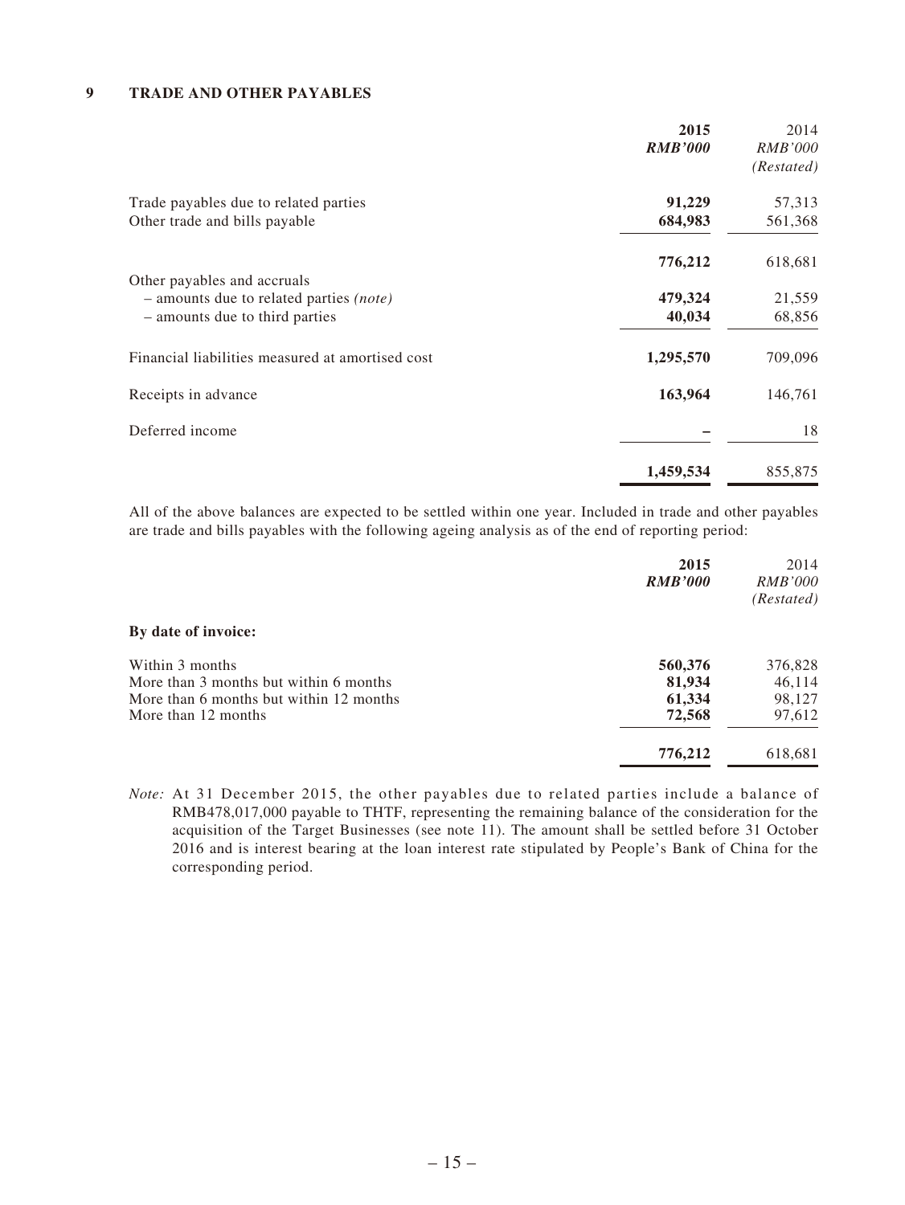## 9 TRADE AND OTHER PAYABLES

| | 2015 | 2014 |
|---|---|---|
| | ***RMB'000*** | *RMB'000* |
| | | *(Restated)* |
| Trade payables due to related parties | **91,229** | 57,313 |
| Other trade and bills payable | **684,983** | 561,368 |
| | **776,212** | 618,681 |
| Other payables and accruals | | |
| – amounts due to related parties *(note)* | **479,324** | 21,559 |
| – amounts due to third parties | **40,034** | 68,856 |
| Financial liabilities measured at amortised cost | **1,295,570** | 709,096 |
| Receipts in advance | **163,964** | 146,761 |
| Deferred income | **–** | 18 |
| | **1,459,534** | 855,875 |

All of the above balances are expected to be settled within one year. Included in trade and other payables are trade and bills payables with the following ageing analysis as of the end of reporting period:

| | 2015 | 2014 |
|---|---|---|
| | ***RMB'000*** | *RMB'000* |
| | | *(Restated)* |
| **By date of invoice:** | | |
| Within 3 months | **560,376** | 376,828 |
| More than 3 months but within 6 months | **81,934** | 46,114 |
| More than 6 months but within 12 months | **61,334** | 98,127 |
| More than 12 months | **72,568** | 97,612 |
| | **776,212** | 618,681 |

*Note:* At 31 December 2015, the other payables due to related parties include a balance of RMB478,017,000 payable to THTF, representing the remaining balance of the consideration for the acquisition of the Target Businesses (see note 11). The amount shall be settled before 31 October 2016 and is interest bearing at the loan interest rate stipulated by People's Bank of China for the corresponding period.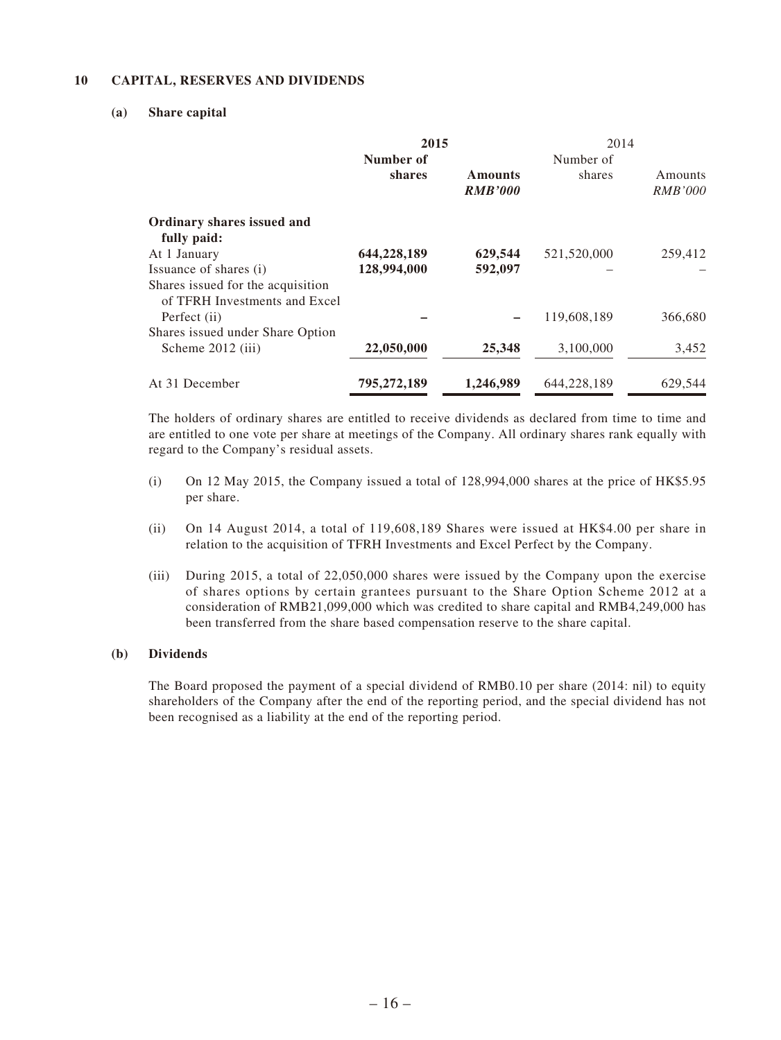## 10 CAPITAL, RESERVES AND DIVIDENDS

### (a) Share capital

| | **2015** | | 2014 | |
|---|---|---|---|---|
| | **Number of shares** | **Amounts** *RMB'000* | Number of shares | Amounts *RMB'000* |
| **Ordinary shares issued and fully paid:** | | | | |
| At 1 January | **644,228,189** | **629,544** | 521,520,000 | 259,412 |
| Issuance of shares (i) | **128,994,000** | **592,097** | – | – |
| Shares issued for the acquisition of TFRH Investments and Excel Perfect (ii) | **–** | **–** | 119,608,189 | 366,680 |
| Shares issued under Share Option Scheme 2012 (iii) | **22,050,000** | **25,348** | 3,100,000 | 3,452 |
| At 31 December | **795,272,189** | **1,246,989** | 644,228,189 | 629,544 |

The holders of ordinary shares are entitled to receive dividends as declared from time to time and are entitled to one vote per share at meetings of the Company. All ordinary shares rank equally with regard to the Company's residual assets.

(i) On 12 May 2015, the Company issued a total of 128,994,000 shares at the price of HK$5.95 per share.

(ii) On 14 August 2014, a total of 119,608,189 Shares were issued at HK$4.00 per share in relation to the acquisition of TFRH Investments and Excel Perfect by the Company.

(iii) During 2015, a total of 22,050,000 shares were issued by the Company upon the exercise of shares options by certain grantees pursuant to the Share Option Scheme 2012 at a consideration of RMB21,099,000 which was credited to share capital and RMB4,249,000 has been transferred from the share based compensation reserve to the share capital.

### (b) Dividends

The Board proposed the payment of a special dividend of RMB0.10 per share (2014: nil) to equity shareholders of the Company after the end of the reporting period, and the special dividend has not been recognised as a liability at the end of the reporting period.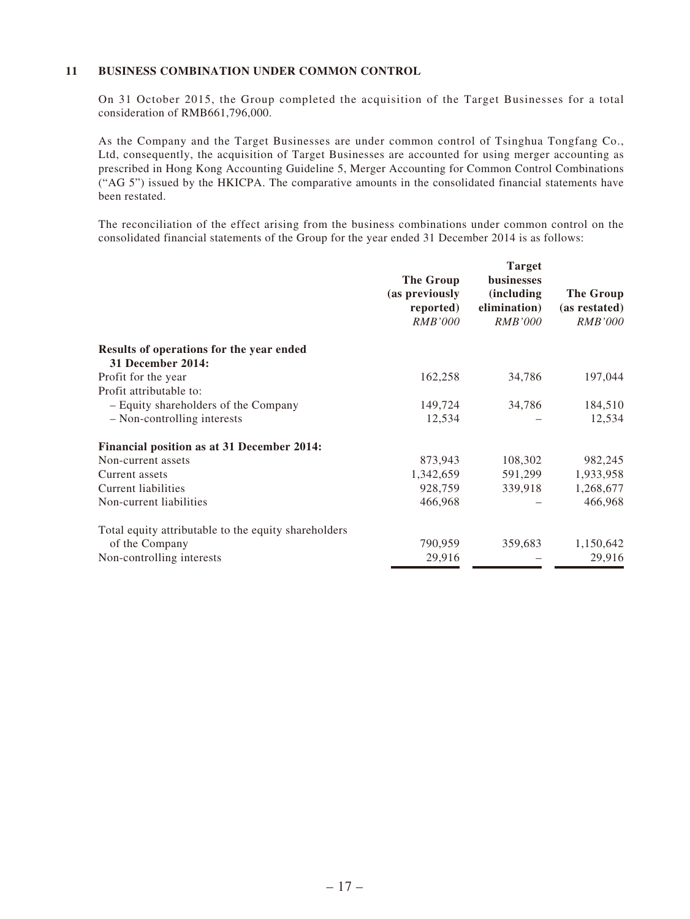## 11 BUSINESS COMBINATION UNDER COMMON CONTROL

On 31 October 2015, the Group completed the acquisition of the Target Businesses for a total consideration of RMB661,796,000.

As the Company and the Target Businesses are under common control of Tsinghua Tongfang Co., Ltd, consequently, the acquisition of Target Businesses are accounted for using merger accounting as prescribed in Hong Kong Accounting Guideline 5, Merger Accounting for Common Control Combinations ("AG 5") issued by the HKICPA. The comparative amounts in the consolidated financial statements have been restated.

The reconciliation of the effect arising from the business combinations under common control on the consolidated financial statements of the Group for the year ended 31 December 2014 is as follows:

| | **The Group (as previously reported)** *RMB'000* | **Target businesses (including elimination)** *RMB'000* | **The Group (as restated)** *RMB'000* |
|---|---|---|---|
| **Results of operations for the year ended 31 December 2014:** | | | |
| Profit for the year | 162,258 | 34,786 | 197,044 |
| Profit attributable to: | | | |
| – Equity shareholders of the Company | 149,724 | 34,786 | 184,510 |
| – Non-controlling interests | 12,534 | – | 12,534 |
| **Financial position as at 31 December 2014:** | | | |
| Non-current assets | 873,943 | 108,302 | 982,245 |
| Current assets | 1,342,659 | 591,299 | 1,933,958 |
| Current liabilities | 928,759 | 339,918 | 1,268,677 |
| Non-current liabilities | 466,968 | – | 466,968 |
| Total equity attributable to the equity shareholders of the Company | 790,959 | 359,683 | 1,150,642 |
| Non-controlling interests | 29,916 | – | 29,916 |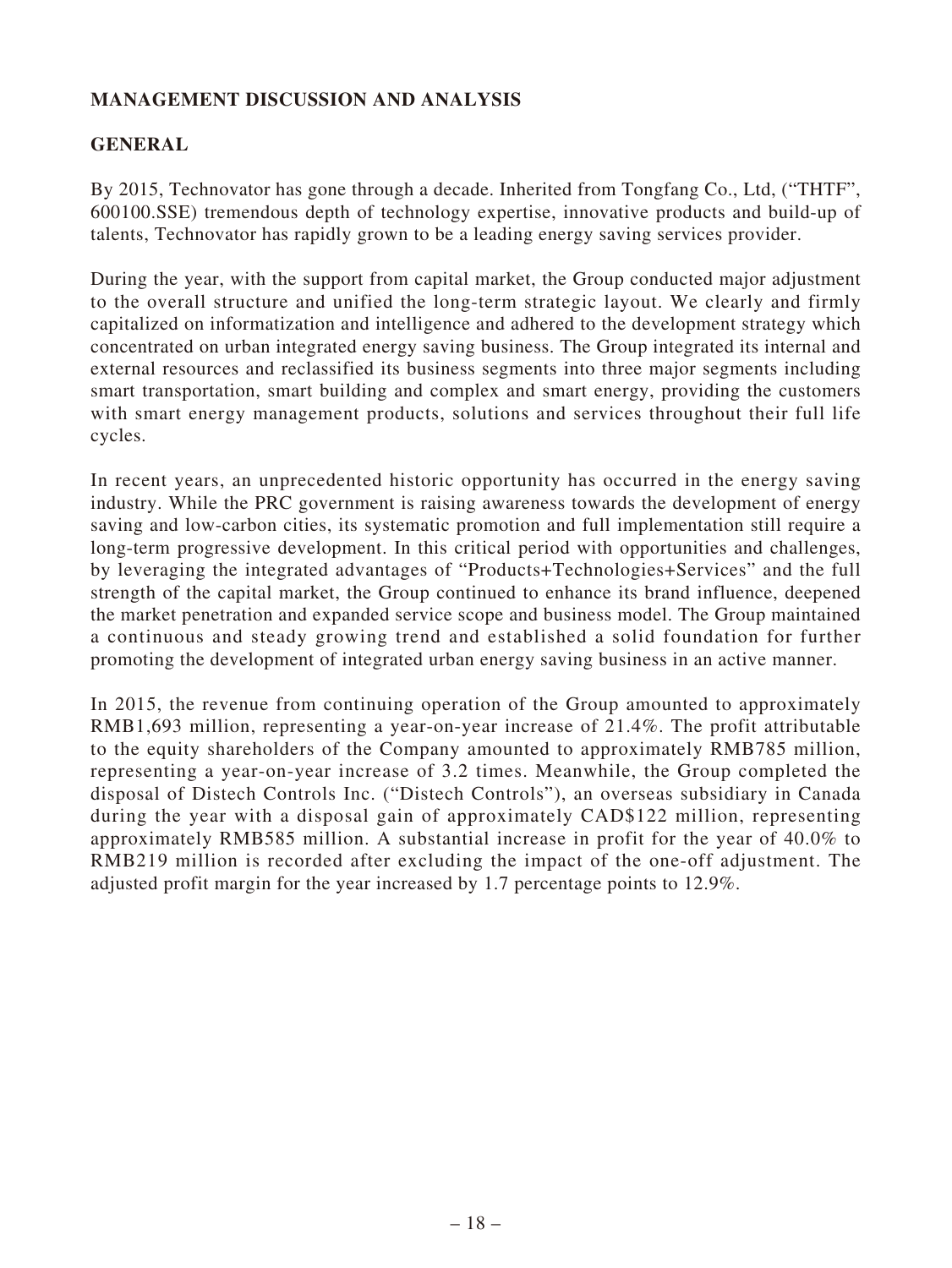## MANAGEMENT DISCUSSION AND ANALYSIS

### GENERAL

By 2015, Technovator has gone through a decade. Inherited from Tongfang Co., Ltd, ("THTF", 600100.SSE) tremendous depth of technology expertise, innovative products and build-up of talents, Technovator has rapidly grown to be a leading energy saving services provider.

During the year, with the support from capital market, the Group conducted major adjustment to the overall structure and unified the long-term strategic layout. We clearly and firmly capitalized on informatization and intelligence and adhered to the development strategy which concentrated on urban integrated energy saving business. The Group integrated its internal and external resources and reclassified its business segments into three major segments including smart transportation, smart building and complex and smart energy, providing the customers with smart energy management products, solutions and services throughout their full life cycles.

In recent years, an unprecedented historic opportunity has occurred in the energy saving industry. While the PRC government is raising awareness towards the development of energy saving and low-carbon cities, its systematic promotion and full implementation still require a long-term progressive development. In this critical period with opportunities and challenges, by leveraging the integrated advantages of "Products+Technologies+Services" and the full strength of the capital market, the Group continued to enhance its brand influence, deepened the market penetration and expanded service scope and business model. The Group maintained a continuous and steady growing trend and established a solid foundation for further promoting the development of integrated urban energy saving business in an active manner.

In 2015, the revenue from continuing operation of the Group amounted to approximately RMB1,693 million, representing a year-on-year increase of 21.4%. The profit attributable to the equity shareholders of the Company amounted to approximately RMB785 million, representing a year-on-year increase of 3.2 times. Meanwhile, the Group completed the disposal of Distech Controls Inc. ("Distech Controls"), an overseas subsidiary in Canada during the year with a disposal gain of approximately CAD$122 million, representing approximately RMB585 million. A substantial increase in profit for the year of 40.0% to RMB219 million is recorded after excluding the impact of the one-off adjustment. The adjusted profit margin for the year increased by 1.7 percentage points to 12.9%.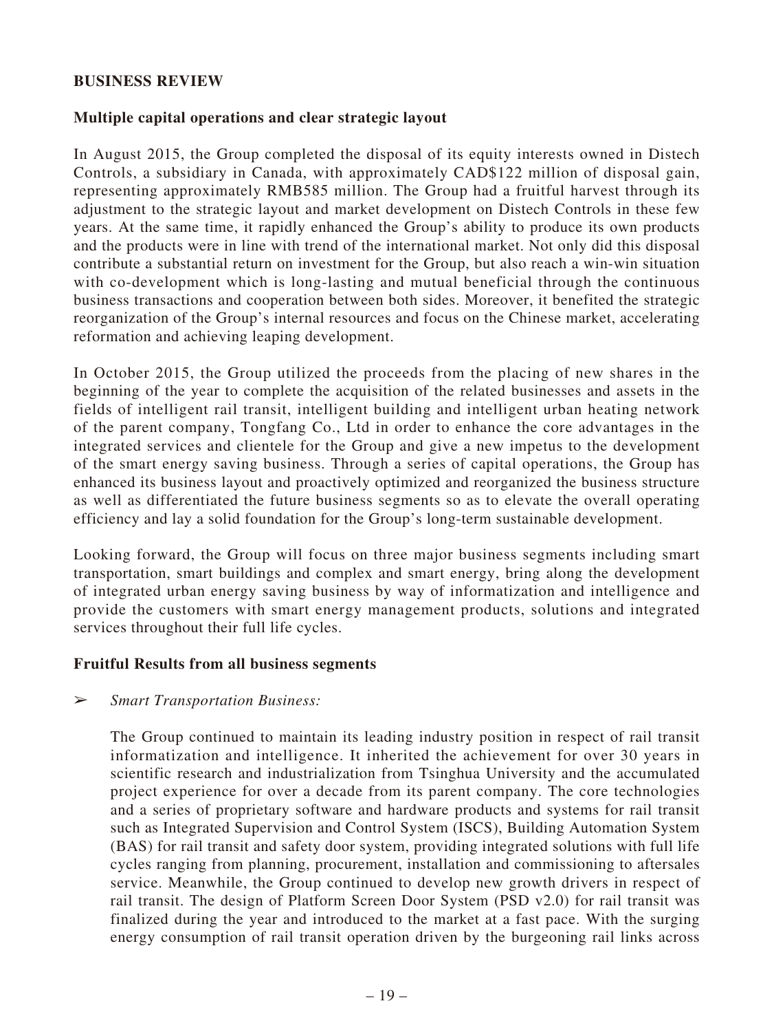## BUSINESS REVIEW

### Multiple capital operations and clear strategic layout

In August 2015, the Group completed the disposal of its equity interests owned in Distech Controls, a subsidiary in Canada, with approximately CAD$122 million of disposal gain, representing approximately RMB585 million. The Group had a fruitful harvest through its adjustment to the strategic layout and market development on Distech Controls in these few years. At the same time, it rapidly enhanced the Group's ability to produce its own products and the products were in line with trend of the international market. Not only did this disposal contribute a substantial return on investment for the Group, but also reach a win-win situation with co-development which is long-lasting and mutual beneficial through the continuous business transactions and cooperation between both sides. Moreover, it benefited the strategic reorganization of the Group's internal resources and focus on the Chinese market, accelerating reformation and achieving leaping development.

In October 2015, the Group utilized the proceeds from the placing of new shares in the beginning of the year to complete the acquisition of the related businesses and assets in the fields of intelligent rail transit, intelligent building and intelligent urban heating network of the parent company, Tongfang Co., Ltd in order to enhance the core advantages in the integrated services and clientele for the Group and give a new impetus to the development of the smart energy saving business. Through a series of capital operations, the Group has enhanced its business layout and proactively optimized and reorganized the business structure as well as differentiated the future business segments so as to elevate the overall operating efficiency and lay a solid foundation for the Group's long-term sustainable development.

Looking forward, the Group will focus on three major business segments including smart transportation, smart buildings and complex and smart energy, bring along the development of integrated urban energy saving business by way of informatization and intelligence and provide the customers with smart energy management products, solutions and integrated services throughout their full life cycles.

### Fruitful Results from all business segments

➢ *Smart Transportation Business:*

The Group continued to maintain its leading industry position in respect of rail transit informatization and intelligence. It inherited the achievement for over 30 years in scientific research and industrialization from Tsinghua University and the accumulated project experience for over a decade from its parent company. The core technologies and a series of proprietary software and hardware products and systems for rail transit such as Integrated Supervision and Control System (ISCS), Building Automation System (BAS) for rail transit and safety door system, providing integrated solutions with full life cycles ranging from planning, procurement, installation and commissioning to aftersales service. Meanwhile, the Group continued to develop new growth drivers in respect of rail transit. The design of Platform Screen Door System (PSD v2.0) for rail transit was finalized during the year and introduced to the market at a fast pace. With the surging energy consumption of rail transit operation driven by the burgeoning rail links across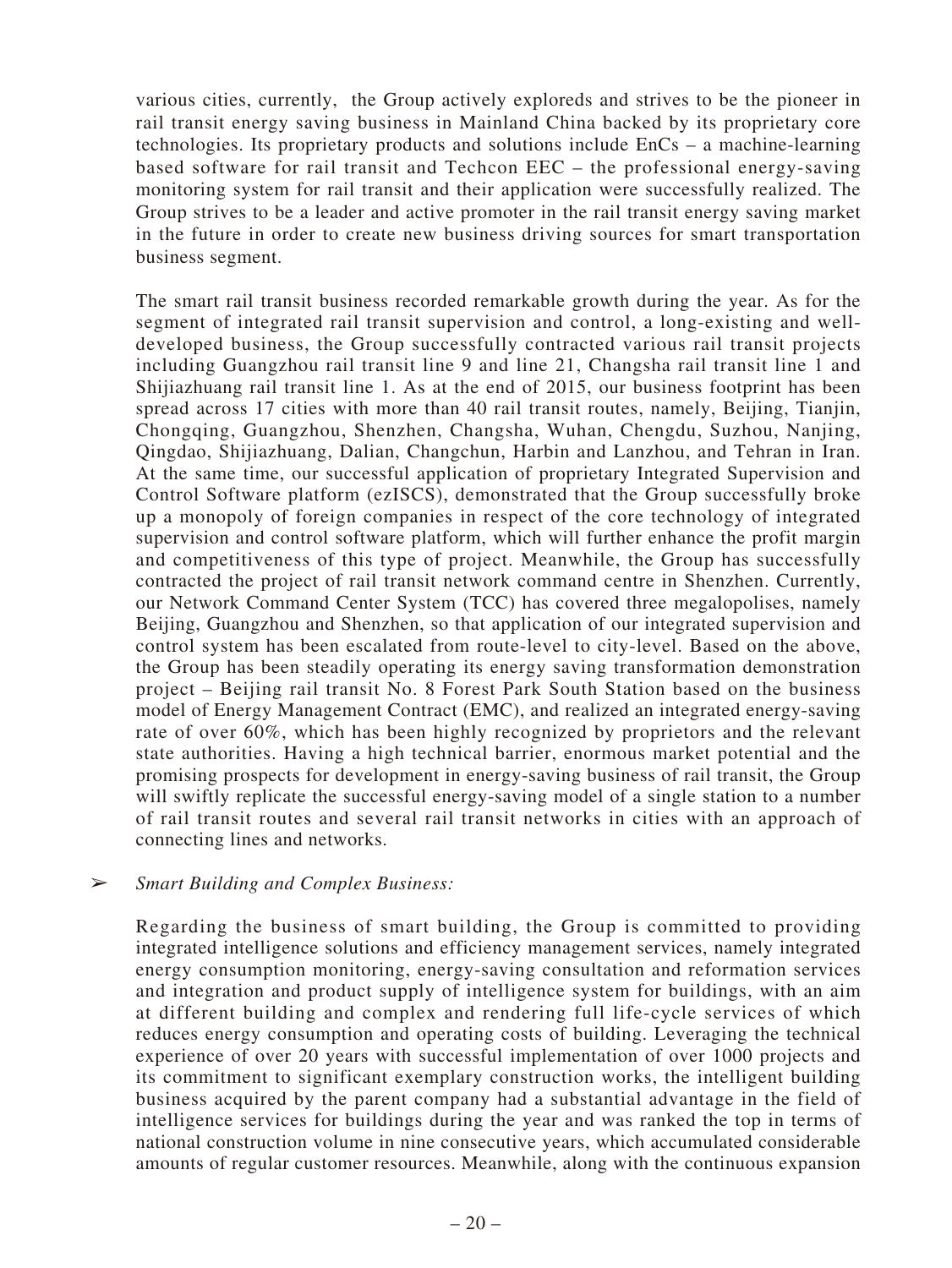various cities, currently, the Group actively exploreds and strives to be the pioneer in rail transit energy saving business in Mainland China backed by its proprietary core technologies. Its proprietary products and solutions include EnCs – a machine-learning based software for rail transit and Techcon EEC – the professional energy-saving monitoring system for rail transit and their application were successfully realized. The Group strives to be a leader and active promoter in the rail transit energy saving market in the future in order to create new business driving sources for smart transportation business segment.

The smart rail transit business recorded remarkable growth during the year. As for the segment of integrated rail transit supervision and control, a long-existing and well-developed business, the Group successfully contracted various rail transit projects including Guangzhou rail transit line 9 and line 21, Changsha rail transit line 1 and Shijiazhuang rail transit line 1. As at the end of 2015, our business footprint has been spread across 17 cities with more than 40 rail transit routes, namely, Beijing, Tianjin, Chongqing, Guangzhou, Shenzhen, Changsha, Wuhan, Chengdu, Suzhou, Nanjing, Qingdao, Shijiazhuang, Dalian, Changchun, Harbin and Lanzhou, and Tehran in Iran. At the same time, our successful application of proprietary Integrated Supervision and Control Software platform (ezISCS), demonstrated that the Group successfully broke up a monopoly of foreign companies in respect of the core technology of integrated supervision and control software platform, which will further enhance the profit margin and competitiveness of this type of project. Meanwhile, the Group has successfully contracted the project of rail transit network command centre in Shenzhen. Currently, our Network Command Center System (TCC) has covered three megalopolises, namely Beijing, Guangzhou and Shenzhen, so that application of our integrated supervision and control system has been escalated from route-level to city-level. Based on the above, the Group has been steadily operating its energy saving transformation demonstration project – Beijing rail transit No. 8 Forest Park South Station based on the business model of Energy Management Contract (EMC), and realized an integrated energy-saving rate of over 60%, which has been highly recognized by proprietors and the relevant state authorities. Having a high technical barrier, enormous market potential and the promising prospects for development in energy-saving business of rail transit, the Group will swiftly replicate the successful energy-saving model of a single station to a number of rail transit routes and several rail transit networks in cities with an approach of connecting lines and networks.

➢ *Smart Building and Complex Business:*

Regarding the business of smart building, the Group is committed to providing integrated intelligence solutions and efficiency management services, namely integrated energy consumption monitoring, energy-saving consultation and reformation services and integration and product supply of intelligence system for buildings, with an aim at different building and complex and rendering full life-cycle services of which reduces energy consumption and operating costs of building. Leveraging the technical experience of over 20 years with successful implementation of over 1000 projects and its commitment to significant exemplary construction works, the intelligent building business acquired by the parent company had a substantial advantage in the field of intelligence services for buildings during the year and was ranked the top in terms of national construction volume in nine consecutive years, which accumulated considerable amounts of regular customer resources. Meanwhile, along with the continuous expansion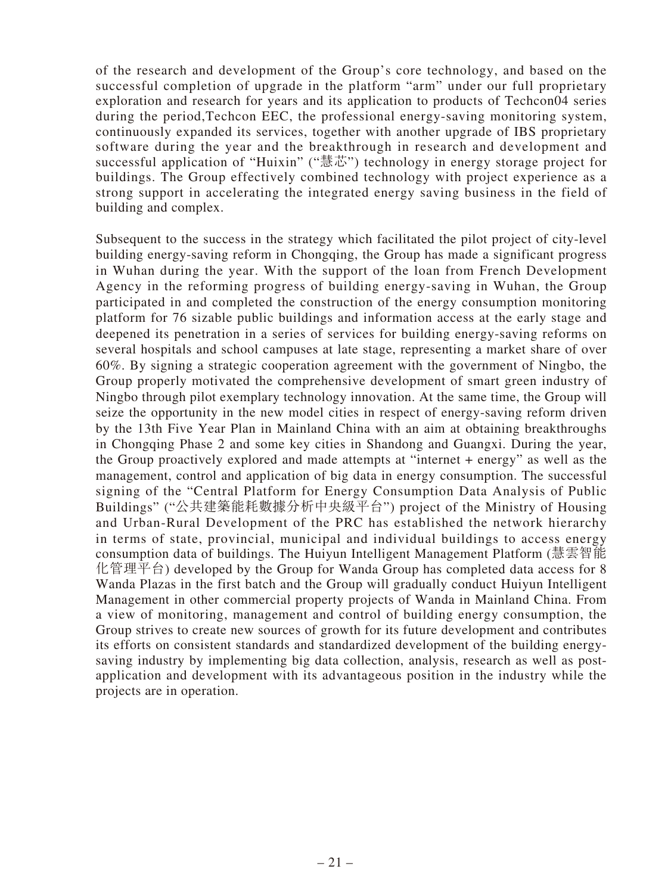of the research and development of the Group's core technology, and based on the successful completion of upgrade in the platform "arm" under our full proprietary exploration and research for years and its application to products of Techcon04 series during the period,Techcon EEC, the professional energy-saving monitoring system, continuously expanded its services, together with another upgrade of IBS proprietary software during the year and the breakthrough in research and development and successful application of "Huixin" ("慧芯") technology in energy storage project for buildings. The Group effectively combined technology with project experience as a strong support in accelerating the integrated energy saving business in the field of building and complex.

Subsequent to the success in the strategy which facilitated the pilot project of city-level building energy-saving reform in Chongqing, the Group has made a significant progress in Wuhan during the year. With the support of the loan from French Development Agency in the reforming progress of building energy-saving in Wuhan, the Group participated in and completed the construction of the energy consumption monitoring platform for 76 sizable public buildings and information access at the early stage and deepened its penetration in a series of services for building energy-saving reforms on several hospitals and school campuses at late stage, representing a market share of over 60%. By signing a strategic cooperation agreement with the government of Ningbo, the Group properly motivated the comprehensive development of smart green industry of Ningbo through pilot exemplary technology innovation. At the same time, the Group will seize the opportunity in the new model cities in respect of energy-saving reform driven by the 13th Five Year Plan in Mainland China with an aim at obtaining breakthroughs in Chongqing Phase 2 and some key cities in Shandong and Guangxi. During the year, the Group proactively explored and made attempts at "internet + energy" as well as the management, control and application of big data in energy consumption. The successful signing of the "Central Platform for Energy Consumption Data Analysis of Public Buildings" ("公共建築能耗數據分析中央級平台") project of the Ministry of Housing and Urban-Rural Development of the PRC has established the network hierarchy in terms of state, provincial, municipal and individual buildings to access energy consumption data of buildings. The Huiyun Intelligent Management Platform (慧雲智能化管理平台) developed by the Group for Wanda Group has completed data access for 8 Wanda Plazas in the first batch and the Group will gradually conduct Huiyun Intelligent Management in other commercial property projects of Wanda in Mainland China. From a view of monitoring, management and control of building energy consumption, the Group strives to create new sources of growth for its future development and contributes its efforts on consistent standards and standardized development of the building energy-saving industry by implementing big data collection, analysis, research as well as post-application and development with its advantageous position in the industry while the projects are in operation.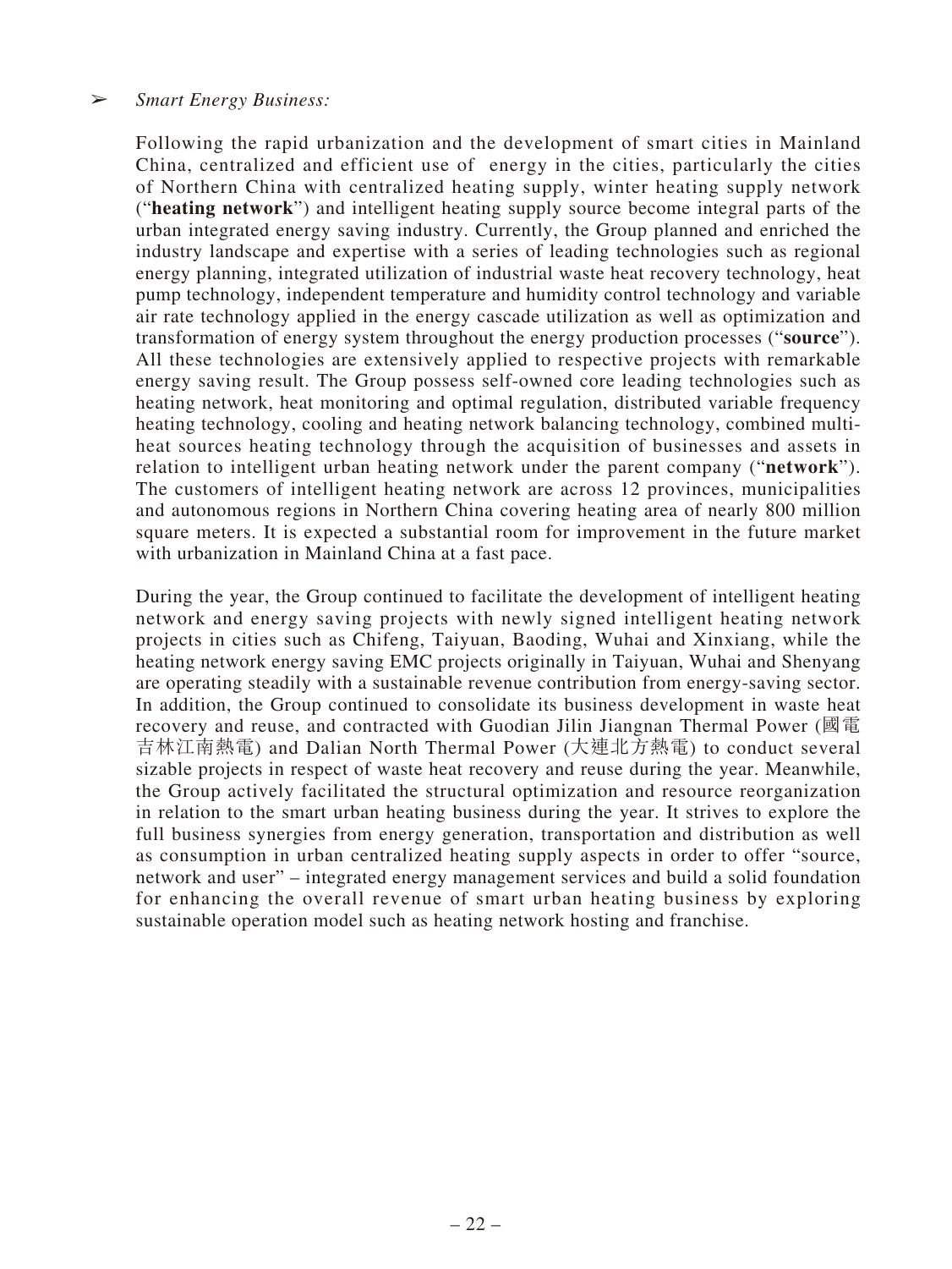➢ *Smart Energy Business:*

Following the rapid urbanization and the development of smart cities in Mainland China, centralized and efficient use of energy in the cities, particularly the cities of Northern China with centralized heating supply, winter heating supply network ("**heating network**") and intelligent heating supply source become integral parts of the urban integrated energy saving industry. Currently, the Group planned and enriched the industry landscape and expertise with a series of leading technologies such as regional energy planning, integrated utilization of industrial waste heat recovery technology, heat pump technology, independent temperature and humidity control technology and variable air rate technology applied in the energy cascade utilization as well as optimization and transformation of energy system throughout the energy production processes ("**source**"). All these technologies are extensively applied to respective projects with remarkable energy saving result. The Group possess self-owned core leading technologies such as heating network, heat monitoring and optimal regulation, distributed variable frequency heating technology, cooling and heating network balancing technology, combined multi-heat sources heating technology through the acquisition of businesses and assets in relation to intelligent urban heating network under the parent company ("**network**"). The customers of intelligent heating network are across 12 provinces, municipalities and autonomous regions in Northern China covering heating area of nearly 800 million square meters. It is expected a substantial room for improvement in the future market with urbanization in Mainland China at a fast pace.

During the year, the Group continued to facilitate the development of intelligent heating network and energy saving projects with newly signed intelligent heating network projects in cities such as Chifeng, Taiyuan, Baoding, Wuhai and Xinxiang, while the heating network energy saving EMC projects originally in Taiyuan, Wuhai and Shenyang are operating steadily with a sustainable revenue contribution from energy-saving sector. In addition, the Group continued to consolidate its business development in waste heat recovery and reuse, and contracted with Guodian Jilin Jiangnan Thermal Power (國電吉林江南熱電) and Dalian North Thermal Power (大連北方熱電) to conduct several sizable projects in respect of waste heat recovery and reuse during the year. Meanwhile, the Group actively facilitated the structural optimization and resource reorganization in relation to the smart urban heating business during the year. It strives to explore the full business synergies from energy generation, transportation and distribution as well as consumption in urban centralized heating supply aspects in order to offer "source, network and user" – integrated energy management services and build a solid foundation for enhancing the overall revenue of smart urban heating business by exploring sustainable operation model such as heating network hosting and franchise.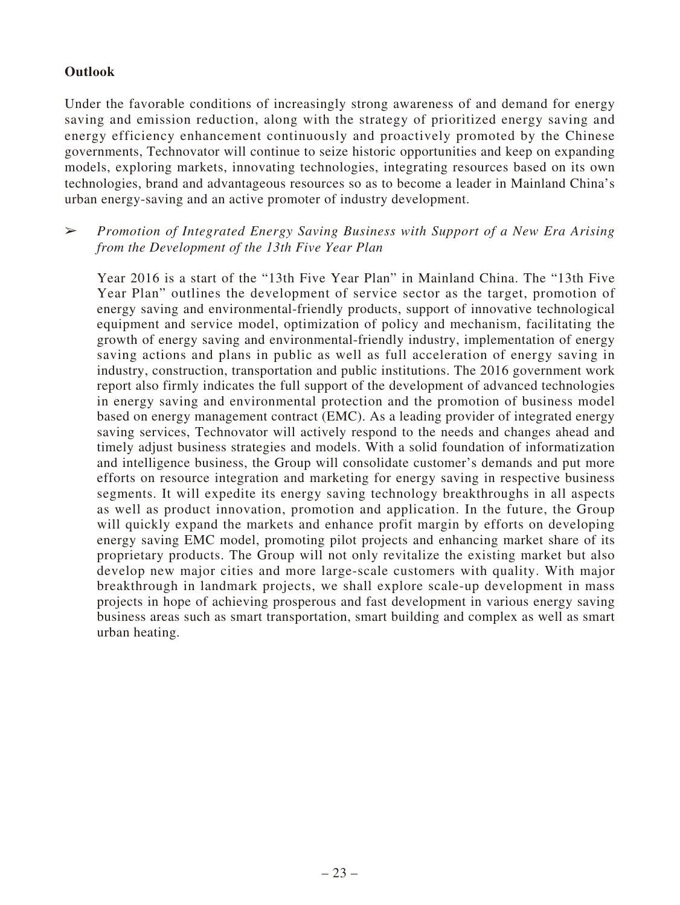**Outlook**

Under the favorable conditions of increasingly strong awareness of and demand for energy saving and emission reduction, along with the strategy of prioritized energy saving and energy efficiency enhancement continuously and proactively promoted by the Chinese governments, Technovator will continue to seize historic opportunities and keep on expanding models, exploring markets, innovating technologies, integrating resources based on its own technologies, brand and advantageous resources so as to become a leader in Mainland China's urban energy-saving and an active promoter of industry development.

➢ *Promotion of Integrated Energy Saving Business with Support of a New Era Arising from the Development of the 13th Five Year Plan*

Year 2016 is a start of the "13th Five Year Plan" in Mainland China. The "13th Five Year Plan" outlines the development of service sector as the target, promotion of energy saving and environmental-friendly products, support of innovative technological equipment and service model, optimization of policy and mechanism, facilitating the growth of energy saving and environmental-friendly industry, implementation of energy saving actions and plans in public as well as full acceleration of energy saving in industry, construction, transportation and public institutions. The 2016 government work report also firmly indicates the full support of the development of advanced technologies in energy saving and environmental protection and the promotion of business model based on energy management contract (EMC). As a leading provider of integrated energy saving services, Technovator will actively respond to the needs and changes ahead and timely adjust business strategies and models. With a solid foundation of informatization and intelligence business, the Group will consolidate customer's demands and put more efforts on resource integration and marketing for energy saving in respective business segments. It will expedite its energy saving technology breakthroughs in all aspects as well as product innovation, promotion and application. In the future, the Group will quickly expand the markets and enhance profit margin by efforts on developing energy saving EMC model, promoting pilot projects and enhancing market share of its proprietary products. The Group will not only revitalize the existing market but also develop new major cities and more large-scale customers with quality. With major breakthrough in landmark projects, we shall explore scale-up development in mass projects in hope of achieving prosperous and fast development in various energy saving business areas such as smart transportation, smart building and complex as well as smart urban heating.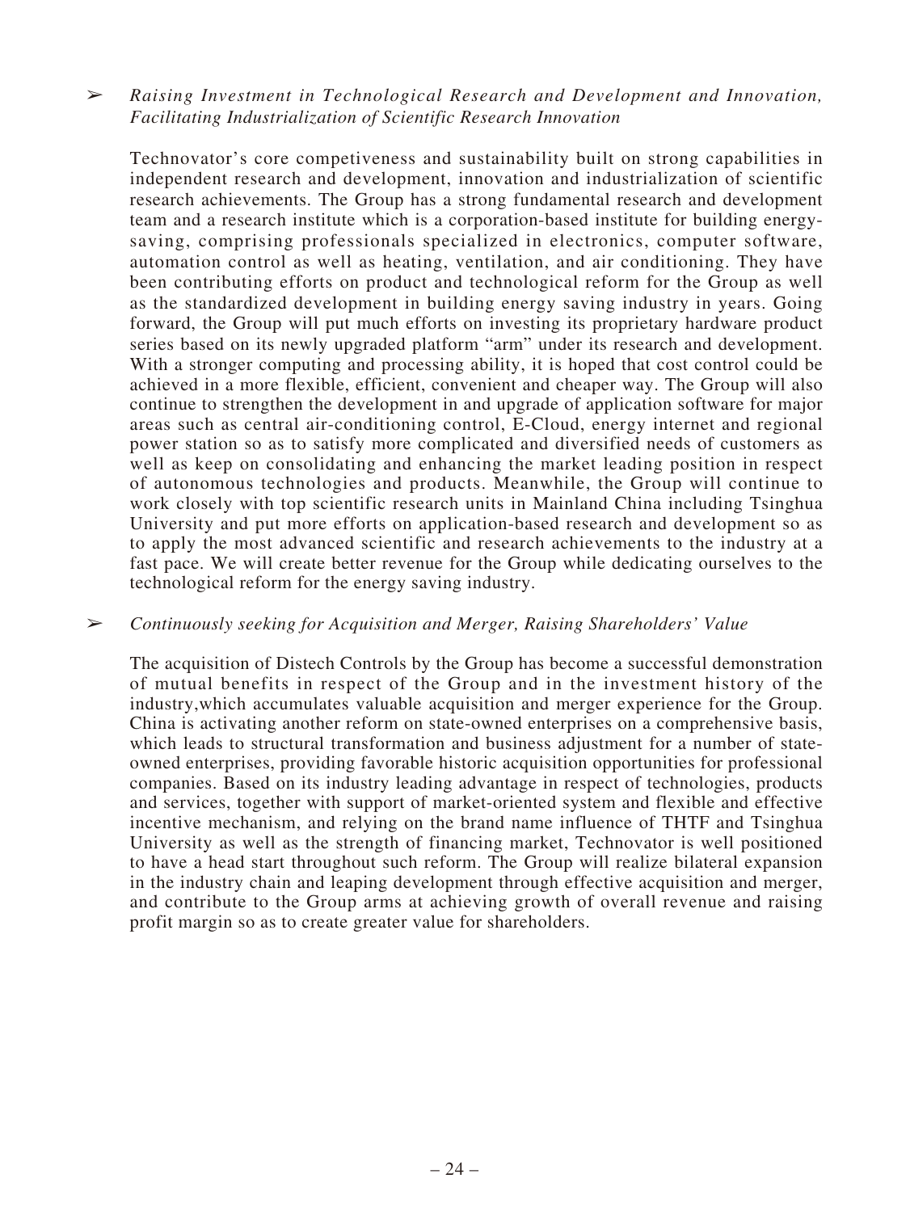- *Raising Investment in Technological Research and Development and Innovation, Facilitating Industrialization of Scientific Research Innovation*

  Technovator's core competitiveness and sustainability built on strong capabilities in independent research and development, innovation and industrialization of scientific research achievements. The Group has a strong fundamental research and development team and a research institute which is a corporation-based institute for building energy-saving, comprising professionals specialized in electronics, computer software, automation control as well as heating, ventilation, and air conditioning. They have been contributing efforts on product and technological reform for the Group as well as the standardized development in building energy saving industry in years. Going forward, the Group will put much efforts on investing its proprietary hardware product series based on its newly upgraded platform "arm" under its research and development. With a stronger computing and processing ability, it is hoped that cost control could be achieved in a more flexible, efficient, convenient and cheaper way. The Group will also continue to strengthen the development in and upgrade of application software for major areas such as central air-conditioning control, E-Cloud, energy internet and regional power station so as to satisfy more complicated and diversified needs of customers as well as keep on consolidating and enhancing the market leading position in respect of autonomous technologies and products. Meanwhile, the Group will continue to work closely with top scientific research units in Mainland China including Tsinghua University and put more efforts on application-based research and development so as to apply the most advanced scientific and research achievements to the industry at a fast pace. We will create better revenue for the Group while dedicating ourselves to the technological reform for the energy saving industry.

- *Continuously seeking for Acquisition and Merger, Raising Shareholders' Value*

  The acquisition of Distech Controls by the Group has become a successful demonstration of mutual benefits in respect of the Group and in the investment history of the industry,which accumulates valuable acquisition and merger experience for the Group. China is activating another reform on state-owned enterprises on a comprehensive basis, which leads to structural transformation and business adjustment for a number of state-owned enterprises, providing favorable historic acquisition opportunities for professional companies. Based on its industry leading advantage in respect of technologies, products and services, together with support of market-oriented system and flexible and effective incentive mechanism, and relying on the brand name influence of THTF and Tsinghua University as well as the strength of financing market, Technovator is well positioned to have a head start throughout such reform. The Group will realize bilateral expansion in the industry chain and leaping development through effective acquisition and merger, and contribute to the Group arms at achieving growth of overall revenue and raising profit margin so as to create greater value for shareholders.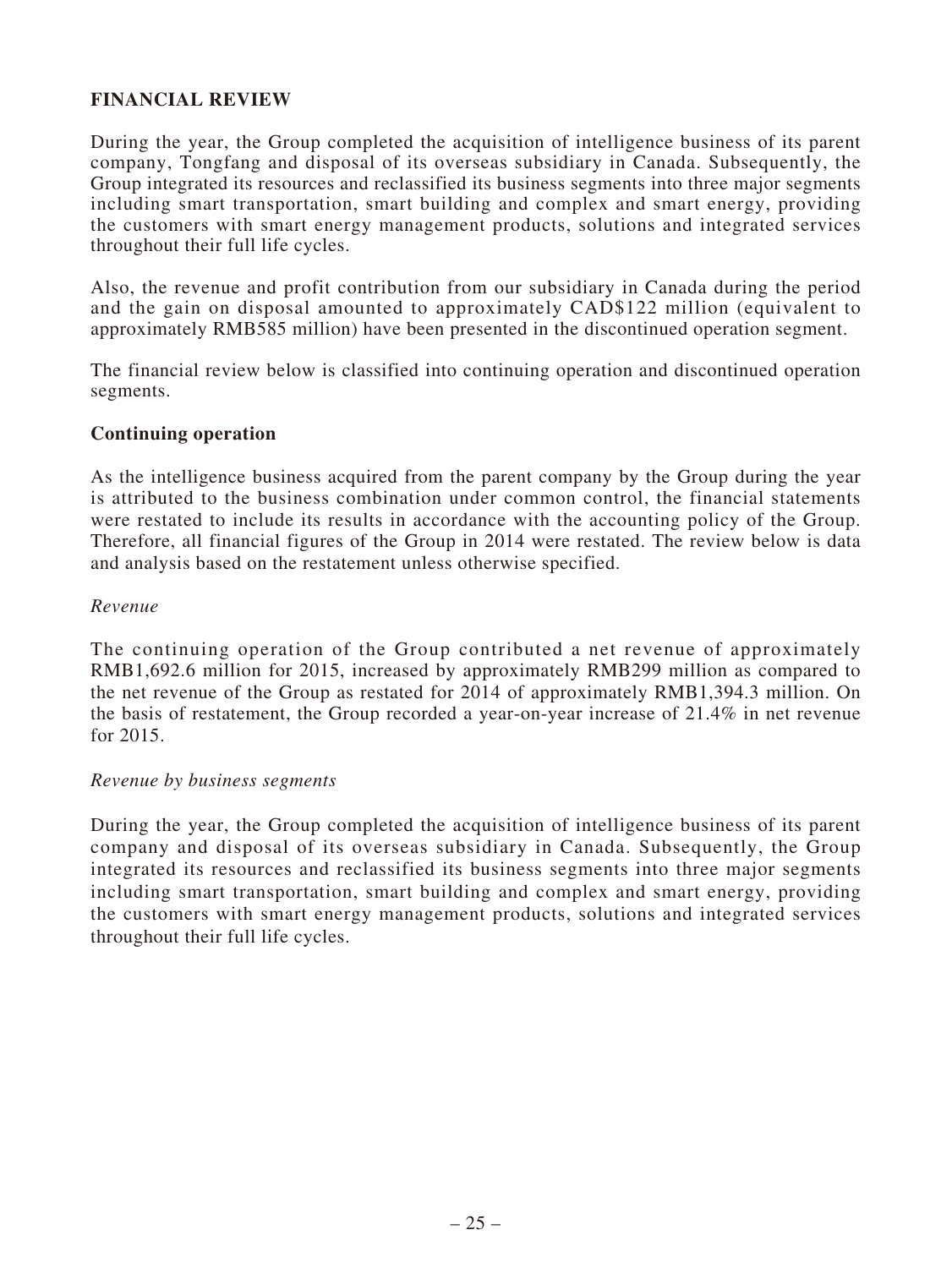## FINANCIAL REVIEW

During the year, the Group completed the acquisition of intelligence business of its parent company, Tongfang and disposal of its overseas subsidiary in Canada. Subsequently, the Group integrated its resources and reclassified its business segments into three major segments including smart transportation, smart building and complex and smart energy, providing the customers with smart energy management products, solutions and integrated services throughout their full life cycles.

Also, the revenue and profit contribution from our subsidiary in Canada during the period and the gain on disposal amounted to approximately CAD$122 million (equivalent to approximately RMB585 million) have been presented in the discontinued operation segment.

The financial review below is classified into continuing operation and discontinued operation segments.

### Continuing operation

As the intelligence business acquired from the parent company by the Group during the year is attributed to the business combination under common control, the financial statements were restated to include its results in accordance with the accounting policy of the Group. Therefore, all financial figures of the Group in 2014 were restated. The review below is data and analysis based on the restatement unless otherwise specified.

*Revenue*

The continuing operation of the Group contributed a net revenue of approximately RMB1,692.6 million for 2015, increased by approximately RMB299 million as compared to the net revenue of the Group as restated for 2014 of approximately RMB1,394.3 million. On the basis of restatement, the Group recorded a year-on-year increase of 21.4% in net revenue for 2015.

*Revenue by business segments*

During the year, the Group completed the acquisition of intelligence business of its parent company and disposal of its overseas subsidiary in Canada. Subsequently, the Group integrated its resources and reclassified its business segments into three major segments including smart transportation, smart building and complex and smart energy, providing the customers with smart energy management products, solutions and integrated services throughout their full life cycles.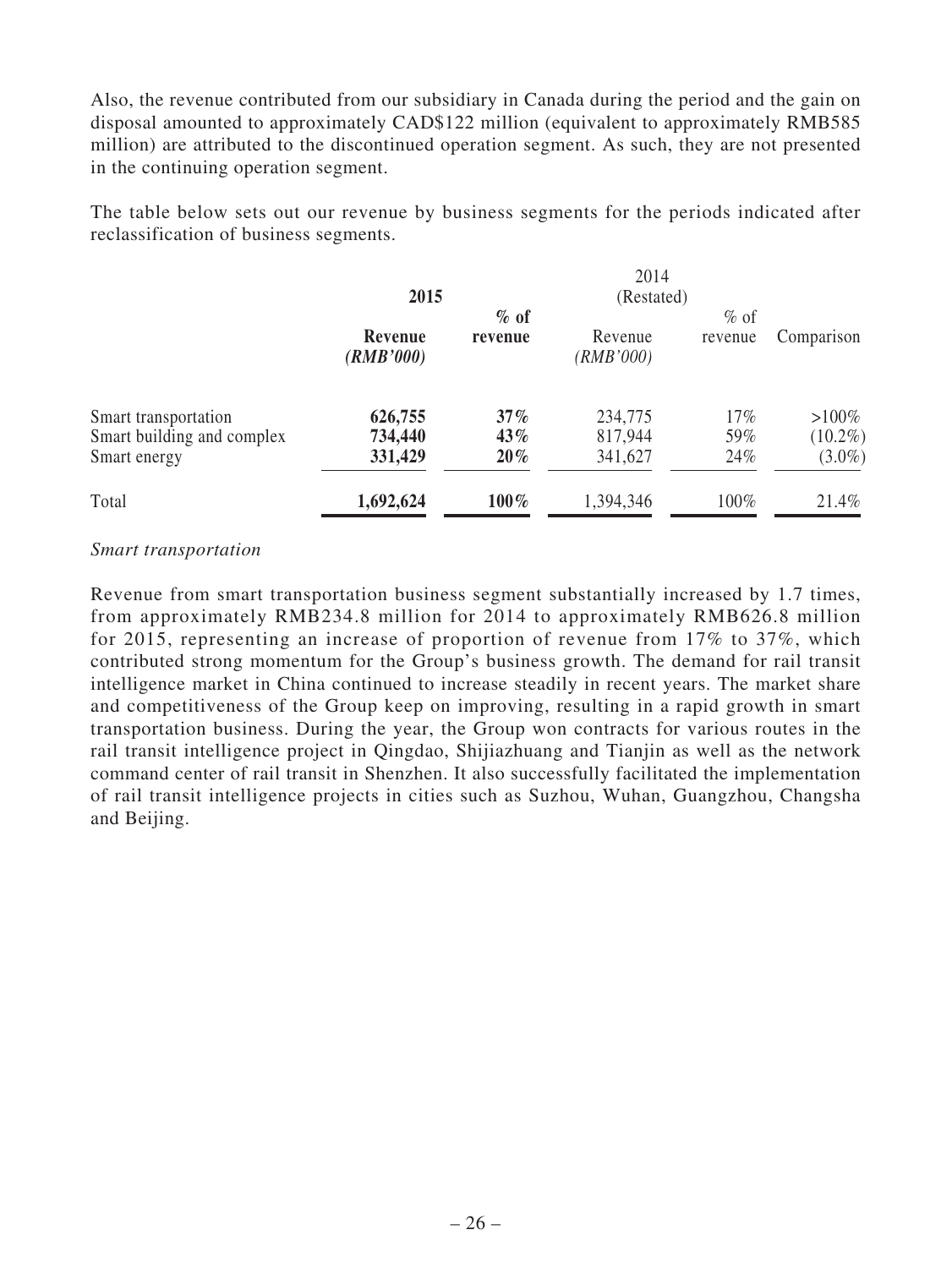Also, the revenue contributed from our subsidiary in Canada during the period and the gain on disposal amounted to approximately CAD$122 million (equivalent to approximately RMB585 million) are attributed to the discontinued operation segment. As such, they are not presented in the continuing operation segment.

The table below sets out our revenue by business segments for the periods indicated after reclassification of business segments.

| | **2015** | | 2014 (Restated) | | |
|---|---|---|---|---|---|
| | **Revenue *(RMB'000)*** | **% of revenue** | Revenue *(RMB'000)* | % of revenue | Comparison |
| Smart transportation | **626,755** | **37%** | 234,775 | 17% | >100% |
| Smart building and complex | **734,440** | **43%** | 817,944 | 59% | (10.2%) |
| Smart energy | **331,429** | **20%** | 341,627 | 24% | (3.0%) |
| Total | **1,692,624** | **100%** | 1,394,346 | 100% | 21.4% |

*Smart transportation*

Revenue from smart transportation business segment substantially increased by 1.7 times, from approximately RMB234.8 million for 2014 to approximately RMB626.8 million for 2015, representing an increase of proportion of revenue from 17% to 37%, which contributed strong momentum for the Group's business growth. The demand for rail transit intelligence market in China continued to increase steadily in recent years. The market share and competitiveness of the Group keep on improving, resulting in a rapid growth in smart transportation business. During the year, the Group won contracts for various routes in the rail transit intelligence project in Qingdao, Shijiazhuang and Tianjin as well as the network command center of rail transit in Shenzhen. It also successfully facilitated the implementation of rail transit intelligence projects in cities such as Suzhou, Wuhan, Guangzhou, Changsha and Beijing.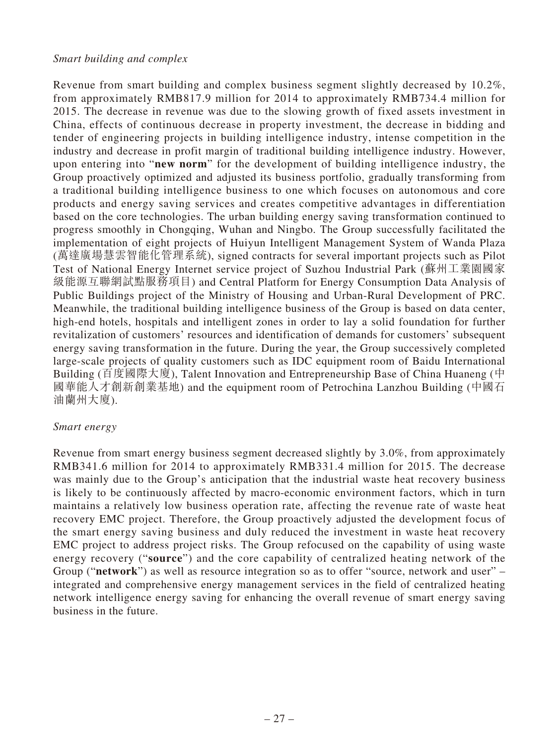*Smart building and complex*

Revenue from smart building and complex business segment slightly decreased by 10.2%, from approximately RMB817.9 million for 2014 to approximately RMB734.4 million for 2015. The decrease in revenue was due to the slowing growth of fixed assets investment in China, effects of continuous decrease in property investment, the decrease in bidding and tender of engineering projects in building intelligence industry, intense competition in the industry and decrease in profit margin of traditional building intelligence industry. However, upon entering into "**new norm**" for the development of building intelligence industry, the Group proactively optimized and adjusted its business portfolio, gradually transforming from a traditional building intelligence business to one which focuses on autonomous and core products and energy saving services and creates competitive advantages in differentiation based on the core technologies. The urban building energy saving transformation continued to progress smoothly in Chongqing, Wuhan and Ningbo. The Group successfully facilitated the implementation of eight projects of Huiyun Intelligent Management System of Wanda Plaza (萬達廣場慧雲智能化管理系統), signed contracts for several important projects such as Pilot Test of National Energy Internet service project of Suzhou Industrial Park (蘇州工業園國家級能源互聯網試點服務項目) and Central Platform for Energy Consumption Data Analysis of Public Buildings project of the Ministry of Housing and Urban-Rural Development of PRC. Meanwhile, the traditional building intelligence business of the Group is based on data center, high-end hotels, hospitals and intelligent zones in order to lay a solid foundation for further revitalization of customers' resources and identification of demands for customers' subsequent energy saving transformation in the future. During the year, the Group successively completed large-scale projects of quality customers such as IDC equipment room of Baidu International Building (百度國際大廈), Talent Innovation and Entrepreneurship Base of China Huaneng (中國華能人才創新創業基地) and the equipment room of Petrochina Lanzhou Building (中國石油蘭州大廈).

*Smart energy*

Revenue from smart energy business segment decreased slightly by 3.0%, from approximately RMB341.6 million for 2014 to approximately RMB331.4 million for 2015. The decrease was mainly due to the Group's anticipation that the industrial waste heat recovery business is likely to be continuously affected by macro-economic environment factors, which in turn maintains a relatively low business operation rate, affecting the revenue rate of waste heat recovery EMC project. Therefore, the Group proactively adjusted the development focus of the smart energy saving business and duly reduced the investment in waste heat recovery EMC project to address project risks. The Group refocused on the capability of using waste energy recovery ("**source**") and the core capability of centralized heating network of the Group ("**network**") as well as resource integration so as to offer "source, network and user" – integrated and comprehensive energy management services in the field of centralized heating network intelligence energy saving for enhancing the overall revenue of smart energy saving business in the future.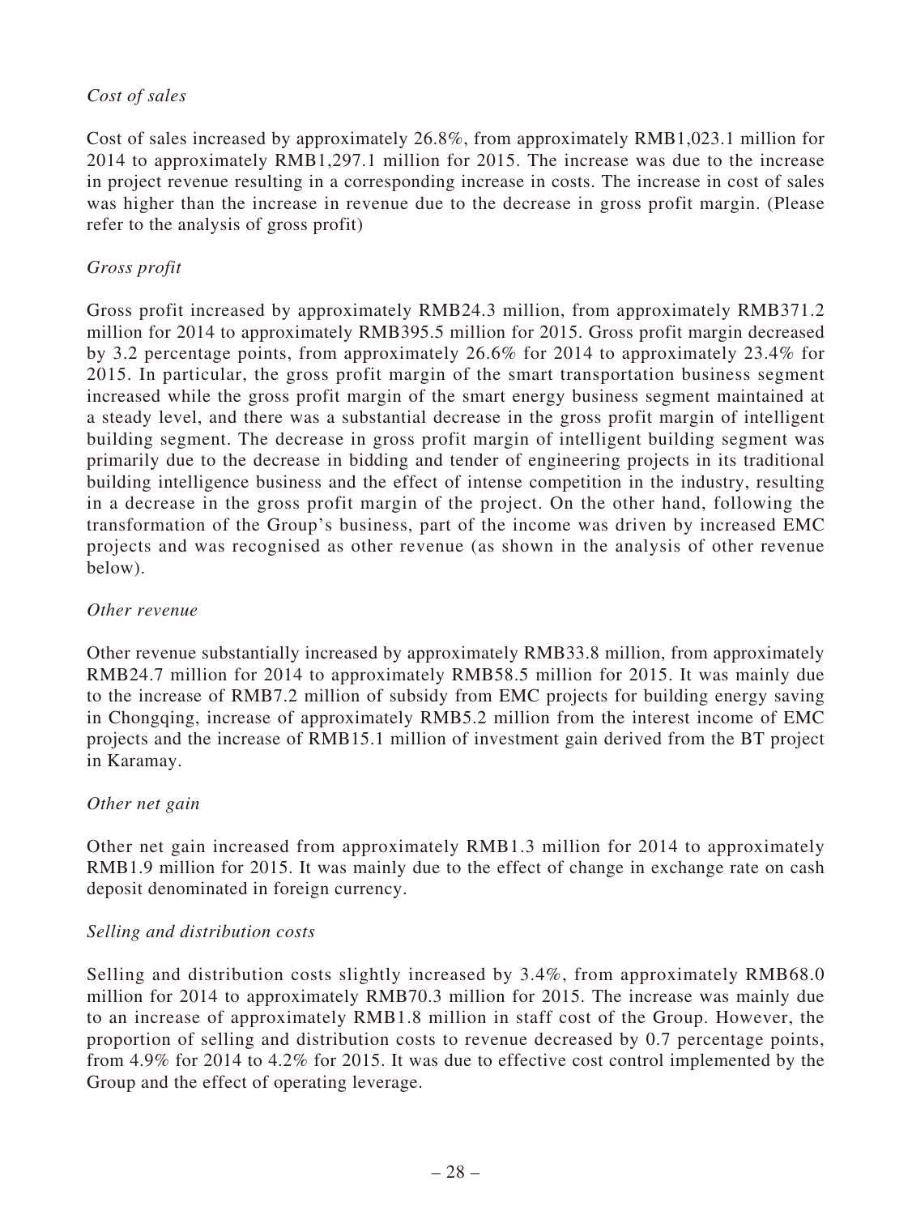*Cost of sales*

Cost of sales increased by approximately 26.8%, from approximately RMB1,023.1 million for 2014 to approximately RMB1,297.1 million for 2015. The increase was due to the increase in project revenue resulting in a corresponding increase in costs. The increase in cost of sales was higher than the increase in revenue due to the decrease in gross profit margin. (Please refer to the analysis of gross profit)

*Gross profit*

Gross profit increased by approximately RMB24.3 million, from approximately RMB371.2 million for 2014 to approximately RMB395.5 million for 2015. Gross profit margin decreased by 3.2 percentage points, from approximately 26.6% for 2014 to approximately 23.4% for 2015. In particular, the gross profit margin of the smart transportation business segment increased while the gross profit margin of the smart energy business segment maintained at a steady level, and there was a substantial decrease in the gross profit margin of intelligent building segment. The decrease in gross profit margin of intelligent building segment was primarily due to the decrease in bidding and tender of engineering projects in its traditional building intelligence business and the effect of intense competition in the industry, resulting in a decrease in the gross profit margin of the project. On the other hand, following the transformation of the Group's business, part of the income was driven by increased EMC projects and was recognised as other revenue (as shown in the analysis of other revenue below).

*Other revenue*

Other revenue substantially increased by approximately RMB33.8 million, from approximately RMB24.7 million for 2014 to approximately RMB58.5 million for 2015. It was mainly due to the increase of RMB7.2 million of subsidy from EMC projects for building energy saving in Chongqing, increase of approximately RMB5.2 million from the interest income of EMC projects and the increase of RMB15.1 million of investment gain derived from the BT project in Karamay.

*Other net gain*

Other net gain increased from approximately RMB1.3 million for 2014 to approximately RMB1.9 million for 2015. It was mainly due to the effect of change in exchange rate on cash deposit denominated in foreign currency.

*Selling and distribution costs*

Selling and distribution costs slightly increased by 3.4%, from approximately RMB68.0 million for 2014 to approximately RMB70.3 million for 2015. The increase was mainly due to an increase of approximately RMB1.8 million in staff cost of the Group. However, the proportion of selling and distribution costs to revenue decreased by 0.7 percentage points, from 4.9% for 2014 to 4.2% for 2015. It was due to effective cost control implemented by the Group and the effect of operating leverage.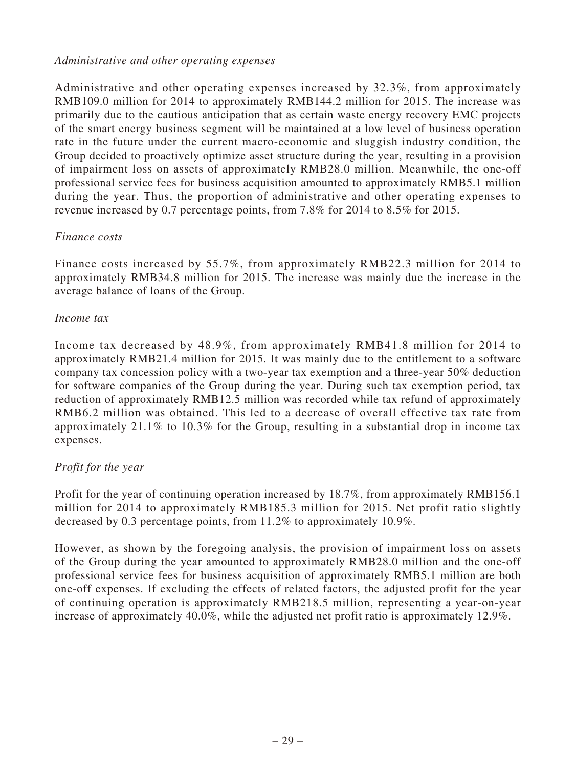*Administrative and other operating expenses*

Administrative and other operating expenses increased by 32.3%, from approximately RMB109.0 million for 2014 to approximately RMB144.2 million for 2015. The increase was primarily due to the cautious anticipation that as certain waste energy recovery EMC projects of the smart energy business segment will be maintained at a low level of business operation rate in the future under the current macro-economic and sluggish industry condition, the Group decided to proactively optimize asset structure during the year, resulting in a provision of impairment loss on assets of approximately RMB28.0 million. Meanwhile, the one-off professional service fees for business acquisition amounted to approximately RMB5.1 million during the year. Thus, the proportion of administrative and other operating expenses to revenue increased by 0.7 percentage points, from 7.8% for 2014 to 8.5% for 2015.

*Finance costs*

Finance costs increased by 55.7%, from approximately RMB22.3 million for 2014 to approximately RMB34.8 million for 2015. The increase was mainly due the increase in the average balance of loans of the Group.

*Income tax*

Income tax decreased by 48.9%, from approximately RMB41.8 million for 2014 to approximately RMB21.4 million for 2015. It was mainly due to the entitlement to a software company tax concession policy with a two-year tax exemption and a three-year 50% deduction for software companies of the Group during the year. During such tax exemption period, tax reduction of approximately RMB12.5 million was recorded while tax refund of approximately RMB6.2 million was obtained. This led to a decrease of overall effective tax rate from approximately 21.1% to 10.3% for the Group, resulting in a substantial drop in income tax expenses.

*Profit for the year*

Profit for the year of continuing operation increased by 18.7%, from approximately RMB156.1 million for 2014 to approximately RMB185.3 million for 2015. Net profit ratio slightly decreased by 0.3 percentage points, from 11.2% to approximately 10.9%.

However, as shown by the foregoing analysis, the provision of impairment loss on assets of the Group during the year amounted to approximately RMB28.0 million and the one-off professional service fees for business acquisition of approximately RMB5.1 million are both one-off expenses. If excluding the effects of related factors, the adjusted profit for the year of continuing operation is approximately RMB218.5 million, representing a year-on-year increase of approximately 40.0%, while the adjusted net profit ratio is approximately 12.9%.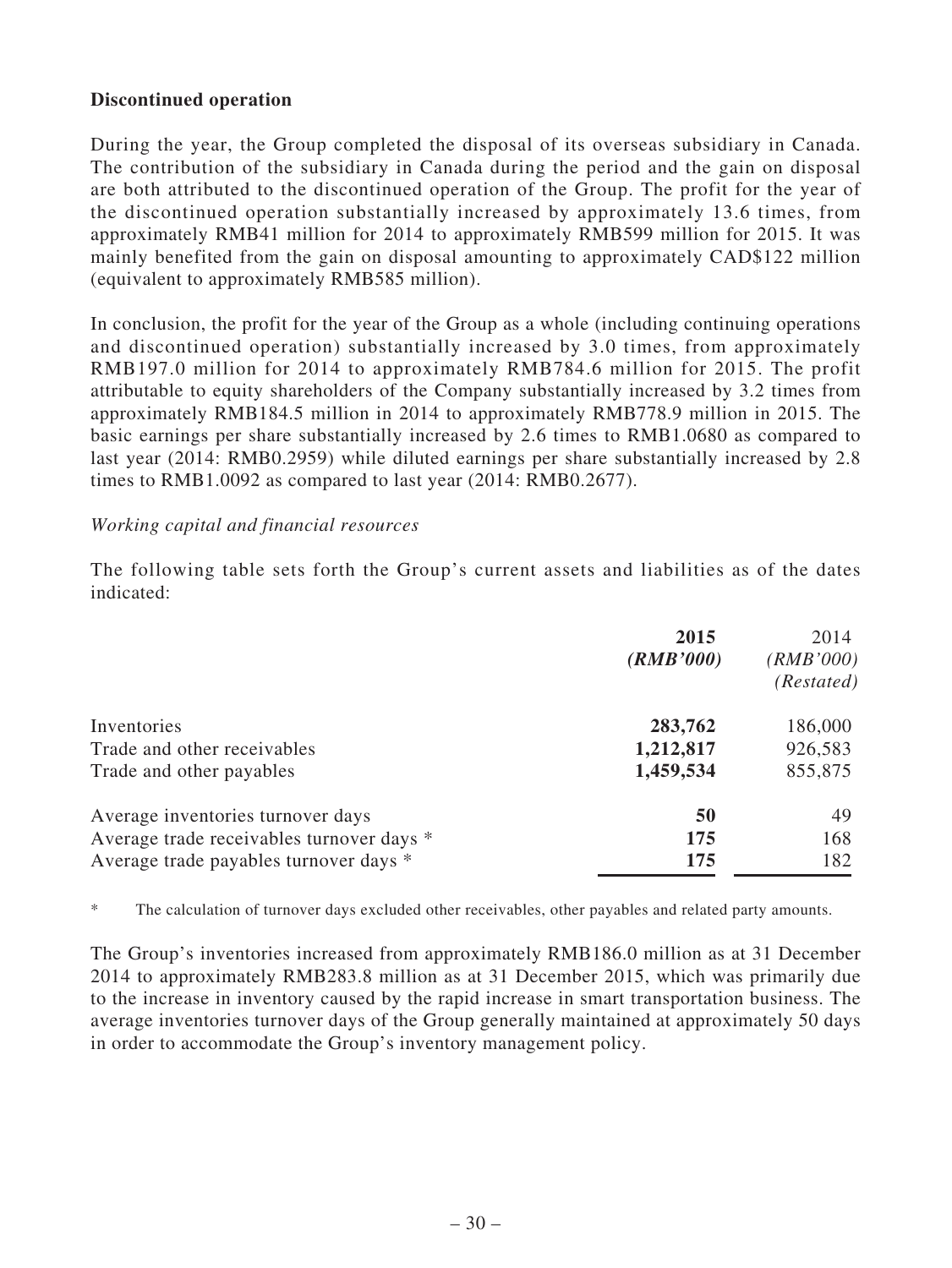**Discontinued operation**

During the year, the Group completed the disposal of its overseas subsidiary in Canada. The contribution of the subsidiary in Canada during the period and the gain on disposal are both attributed to the discontinued operation of the Group. The profit for the year of the discontinued operation substantially increased by approximately 13.6 times, from approximately RMB41 million for 2014 to approximately RMB599 million for 2015. It was mainly benefited from the gain on disposal amounting to approximately CAD$122 million (equivalent to approximately RMB585 million).

In conclusion, the profit for the year of the Group as a whole (including continuing operations and discontinued operation) substantially increased by 3.0 times, from approximately RMB197.0 million for 2014 to approximately RMB784.6 million for 2015. The profit attributable to equity shareholders of the Company substantially increased by 3.2 times from approximately RMB184.5 million in 2014 to approximately RMB778.9 million in 2015. The basic earnings per share substantially increased by 2.6 times to RMB1.0680 as compared to last year (2014: RMB0.2959) while diluted earnings per share substantially increased by 2.8 times to RMB1.0092 as compared to last year (2014: RMB0.2677).

*Working capital and financial resources*

The following table sets forth the Group's current assets and liabilities as of the dates indicated:

| | **2015** **(RMB'000)** | 2014 (RMB'000) (Restated) |
|---|---|---|
| Inventories | **283,762** | 186,000 |
| Trade and other receivables | **1,212,817** | 926,583 |
| Trade and other payables | **1,459,534** | 855,875 |
| Average inventories turnover days | **50** | 49 |
| Average trade receivables turnover days * | **175** | 168 |
| Average trade payables turnover days * | **175** | 182 |

\* The calculation of turnover days excluded other receivables, other payables and related party amounts.

The Group's inventories increased from approximately RMB186.0 million as at 31 December 2014 to approximately RMB283.8 million as at 31 December 2015, which was primarily due to the increase in inventory caused by the rapid increase in smart transportation business. The average inventories turnover days of the Group generally maintained at approximately 50 days in order to accommodate the Group's inventory management policy.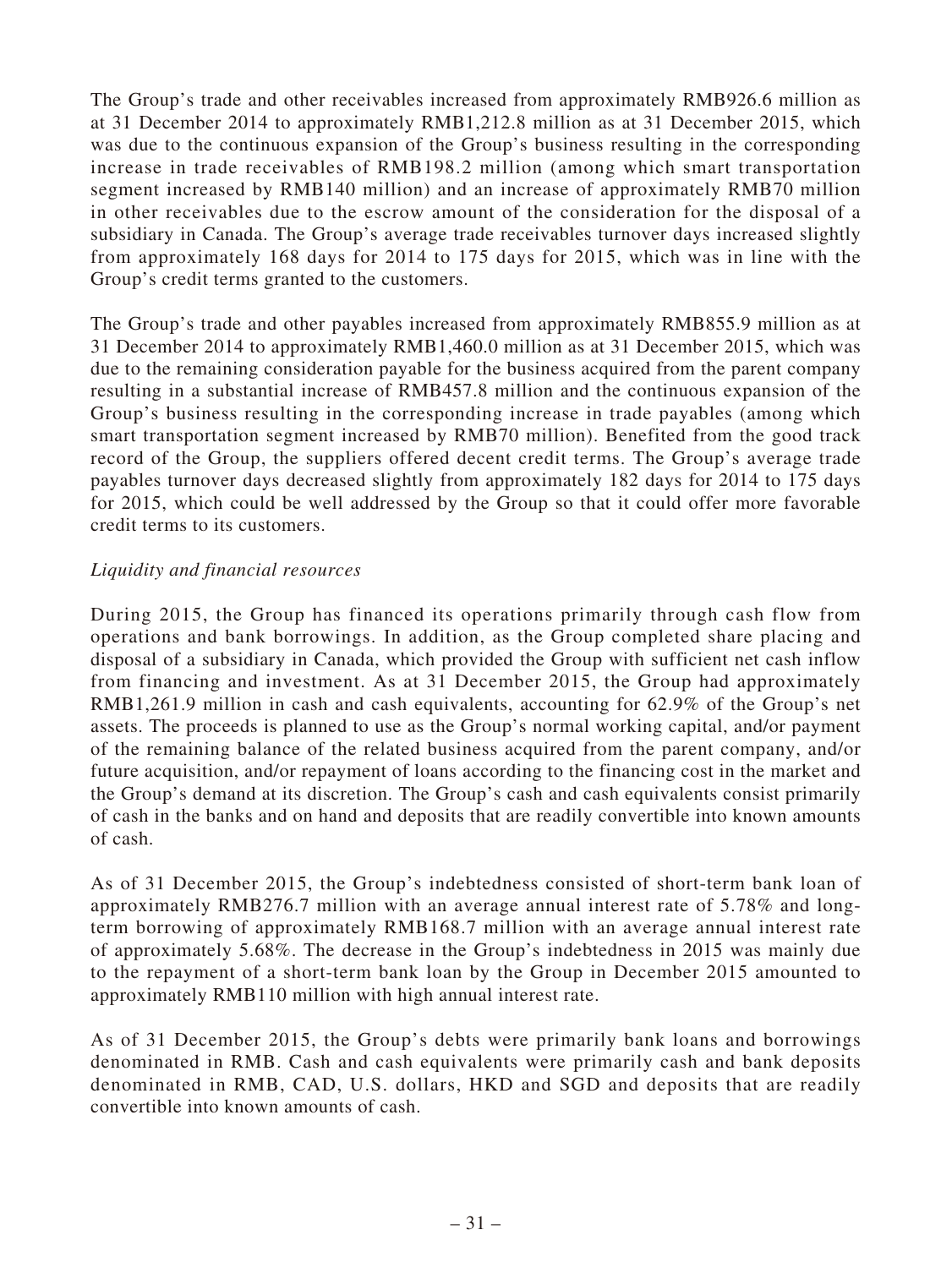The Group's trade and other receivables increased from approximately RMB926.6 million as at 31 December 2014 to approximately RMB1,212.8 million as at 31 December 2015, which was due to the continuous expansion of the Group's business resulting in the corresponding increase in trade receivables of RMB198.2 million (among which smart transportation segment increased by RMB140 million) and an increase of approximately RMB70 million in other receivables due to the escrow amount of the consideration for the disposal of a subsidiary in Canada. The Group's average trade receivables turnover days increased slightly from approximately 168 days for 2014 to 175 days for 2015, which was in line with the Group's credit terms granted to the customers.

The Group's trade and other payables increased from approximately RMB855.9 million as at 31 December 2014 to approximately RMB1,460.0 million as at 31 December 2015, which was due to the remaining consideration payable for the business acquired from the parent company resulting in a substantial increase of RMB457.8 million and the continuous expansion of the Group's business resulting in the corresponding increase in trade payables (among which smart transportation segment increased by RMB70 million). Benefited from the good track record of the Group, the suppliers offered decent credit terms. The Group's average trade payables turnover days decreased slightly from approximately 182 days for 2014 to 175 days for 2015, which could be well addressed by the Group so that it could offer more favorable credit terms to its customers.

*Liquidity and financial resources*

During 2015, the Group has financed its operations primarily through cash flow from operations and bank borrowings. In addition, as the Group completed share placing and disposal of a subsidiary in Canada, which provided the Group with sufficient net cash inflow from financing and investment. As at 31 December 2015, the Group had approximately RMB1,261.9 million in cash and cash equivalents, accounting for 62.9% of the Group's net assets. The proceeds is planned to use as the Group's normal working capital, and/or payment of the remaining balance of the related business acquired from the parent company, and/or future acquisition, and/or repayment of loans according to the financing cost in the market and the Group's demand at its discretion. The Group's cash and cash equivalents consist primarily of cash in the banks and on hand and deposits that are readily convertible into known amounts of cash.

As of 31 December 2015, the Group's indebtedness consisted of short-term bank loan of approximately RMB276.7 million with an average annual interest rate of 5.78% and long-term borrowing of approximately RMB168.7 million with an average annual interest rate of approximately 5.68%. The decrease in the Group's indebtedness in 2015 was mainly due to the repayment of a short-term bank loan by the Group in December 2015 amounted to approximately RMB110 million with high annual interest rate.

As of 31 December 2015, the Group's debts were primarily bank loans and borrowings denominated in RMB. Cash and cash equivalents were primarily cash and bank deposits denominated in RMB, CAD, U.S. dollars, HKD and SGD and deposits that are readily convertible into known amounts of cash.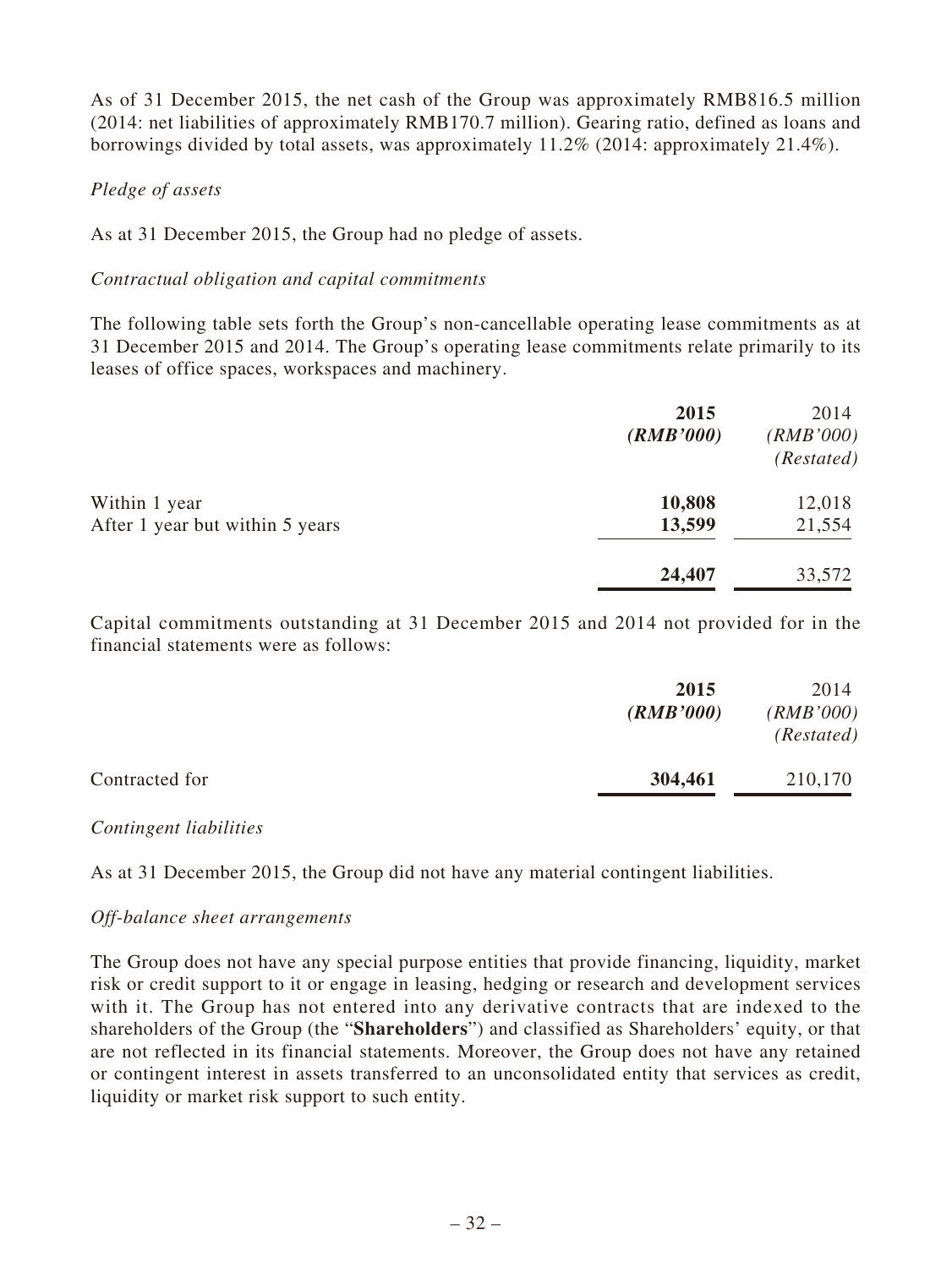As of 31 December 2015, the net cash of the Group was approximately RMB816.5 million (2014: net liabilities of approximately RMB170.7 million). Gearing ratio, defined as loans and borrowings divided by total assets, was approximately 11.2% (2014: approximately 21.4%).

*Pledge of assets*

As at 31 December 2015, the Group had no pledge of assets.

*Contractual obligation and capital commitments*

The following table sets forth the Group's non-cancellable operating lease commitments as at 31 December 2015 and 2014. The Group's operating lease commitments relate primarily to its leases of office spaces, workspaces and machinery.

| | **2015** *(RMB'000)* | 2014 *(RMB'000)* *(Restated)* |
|---|---|---|
| Within 1 year | **10,808** | 12,018 |
| After 1 year but within 5 years | **13,599** | 21,554 |
| | **24,407** | 33,572 |

Capital commitments outstanding at 31 December 2015 and 2014 not provided for in the financial statements were as follows:

| | **2015** *(RMB'000)* | 2014 *(RMB'000)* *(Restated)* |
|---|---|---|
| Contracted for | **304,461** | 210,170 |

*Contingent liabilities*

As at 31 December 2015, the Group did not have any material contingent liabilities.

*Off-balance sheet arrangements*

The Group does not have any special purpose entities that provide financing, liquidity, market risk or credit support to it or engage in leasing, hedging or research and development services with it. The Group has not entered into any derivative contracts that are indexed to the shareholders of the Group (the "**Shareholders**") and classified as Shareholders' equity, or that are not reflected in its financial statements. Moreover, the Group does not have any retained or contingent interest in assets transferred to an unconsolidated entity that services as credit, liquidity or market risk support to such entity.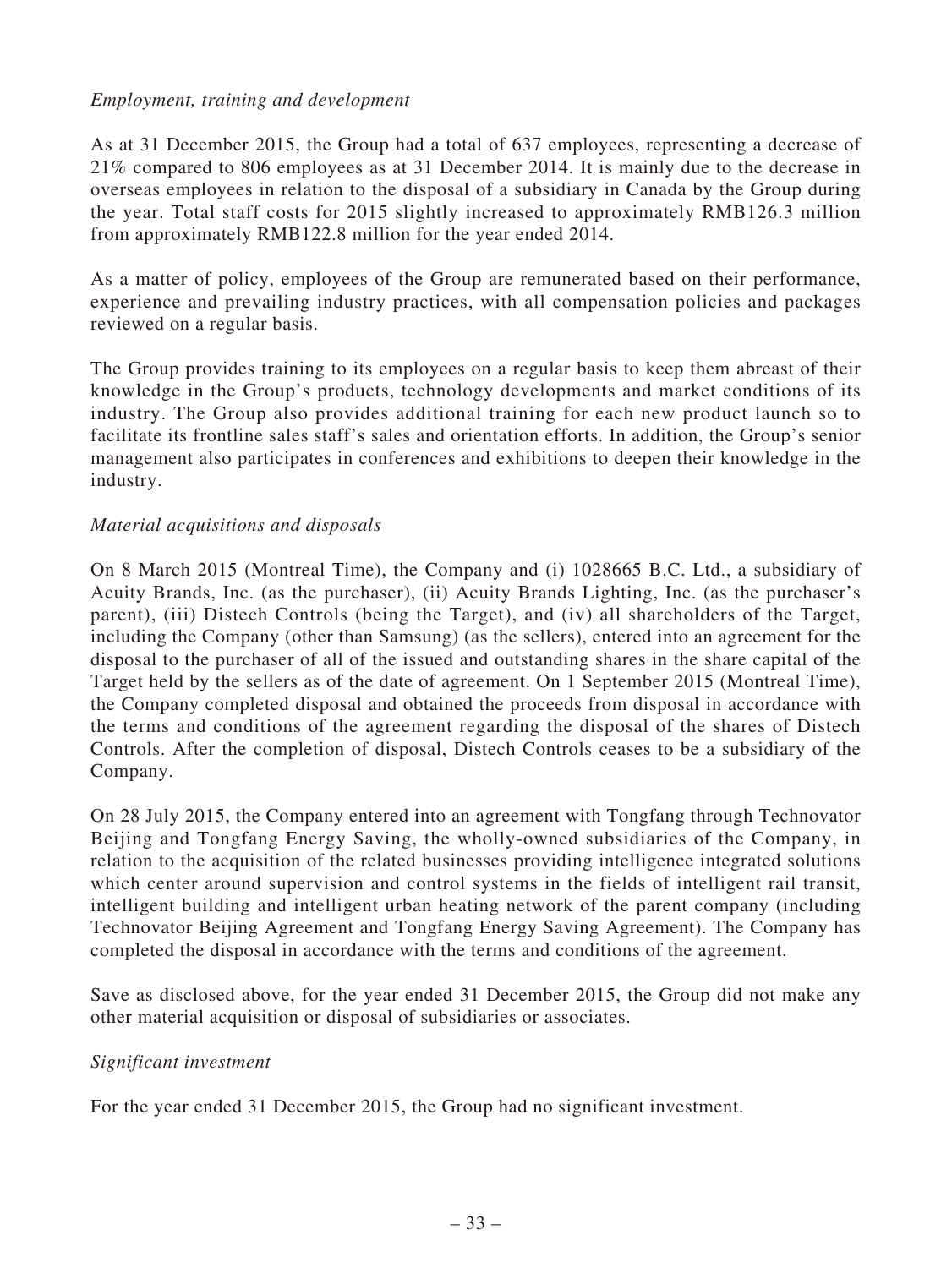*Employment, training and development*

As at 31 December 2015, the Group had a total of 637 employees, representing a decrease of 21% compared to 806 employees as at 31 December 2014. It is mainly due to the decrease in overseas employees in relation to the disposal of a subsidiary in Canada by the Group during the year. Total staff costs for 2015 slightly increased to approximately RMB126.3 million from approximately RMB122.8 million for the year ended 2014.

As a matter of policy, employees of the Group are remunerated based on their performance, experience and prevailing industry practices, with all compensation policies and packages reviewed on a regular basis.

The Group provides training to its employees on a regular basis to keep them abreast of their knowledge in the Group's products, technology developments and market conditions of its industry. The Group also provides additional training for each new product launch so to facilitate its frontline sales staff's sales and orientation efforts. In addition, the Group's senior management also participates in conferences and exhibitions to deepen their knowledge in the industry.

*Material acquisitions and disposals*

On 8 March 2015 (Montreal Time), the Company and (i) 1028665 B.C. Ltd., a subsidiary of Acuity Brands, Inc. (as the purchaser), (ii) Acuity Brands Lighting, Inc. (as the purchaser's parent), (iii) Distech Controls (being the Target), and (iv) all shareholders of the Target, including the Company (other than Samsung) (as the sellers), entered into an agreement for the disposal to the purchaser of all of the issued and outstanding shares in the share capital of the Target held by the sellers as of the date of agreement. On 1 September 2015 (Montreal Time), the Company completed disposal and obtained the proceeds from disposal in accordance with the terms and conditions of the agreement regarding the disposal of the shares of Distech Controls. After the completion of disposal, Distech Controls ceases to be a subsidiary of the Company.

On 28 July 2015, the Company entered into an agreement with Tongfang through Technovator Beijing and Tongfang Energy Saving, the wholly-owned subsidiaries of the Company, in relation to the acquisition of the related businesses providing intelligence integrated solutions which center around supervision and control systems in the fields of intelligent rail transit, intelligent building and intelligent urban heating network of the parent company (including Technovator Beijing Agreement and Tongfang Energy Saving Agreement). The Company has completed the disposal in accordance with the terms and conditions of the agreement.

Save as disclosed above, for the year ended 31 December 2015, the Group did not make any other material acquisition or disposal of subsidiaries or associates.

*Significant investment*

For the year ended 31 December 2015, the Group had no significant investment.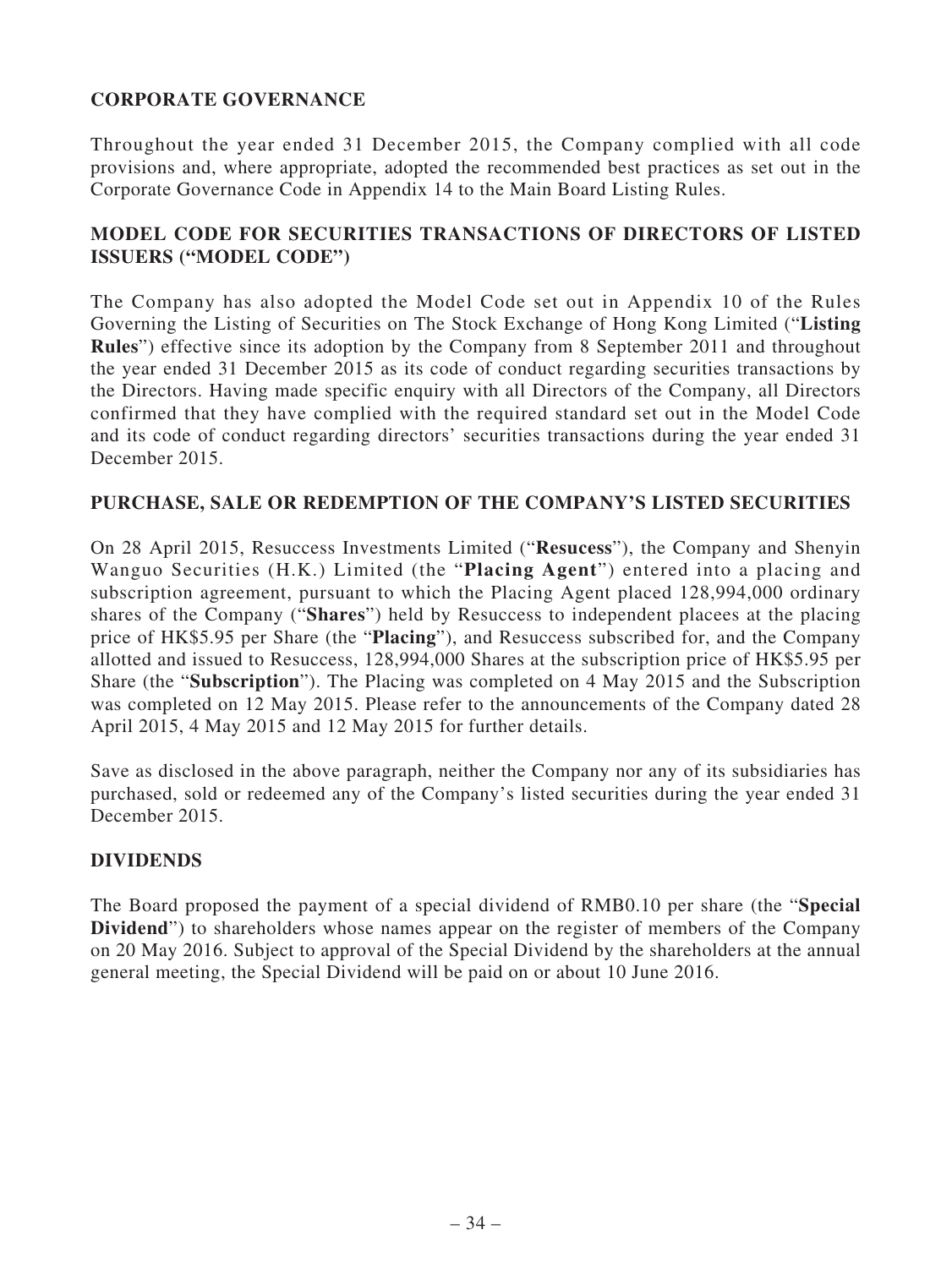## CORPORATE GOVERNANCE

Throughout the year ended 31 December 2015, the Company complied with all code provisions and, where appropriate, adopted the recommended best practices as set out in the Corporate Governance Code in Appendix 14 to the Main Board Listing Rules.

## MODEL CODE FOR SECURITIES TRANSACTIONS OF DIRECTORS OF LISTED ISSUERS ("MODEL CODE")

The Company has also adopted the Model Code set out in Appendix 10 of the Rules Governing the Listing of Securities on The Stock Exchange of Hong Kong Limited ("**Listing Rules**") effective since its adoption by the Company from 8 September 2011 and throughout the year ended 31 December 2015 as its code of conduct regarding securities transactions by the Directors. Having made specific enquiry with all Directors of the Company, all Directors confirmed that they have complied with the required standard set out in the Model Code and its code of conduct regarding directors' securities transactions during the year ended 31 December 2015.

## PURCHASE, SALE OR REDEMPTION OF THE COMPANY'S LISTED SECURITIES

On 28 April 2015, Resuccess Investments Limited ("**Resucess**"), the Company and Shenyin Wanguo Securities (H.K.) Limited (the "**Placing Agent**") entered into a placing and subscription agreement, pursuant to which the Placing Agent placed 128,994,000 ordinary shares of the Company ("**Shares**") held by Resuccess to independent placees at the placing price of HK$5.95 per Share (the "**Placing**"), and Resuccess subscribed for, and the Company allotted and issued to Resuccess, 128,994,000 Shares at the subscription price of HK$5.95 per Share (the "**Subscription**"). The Placing was completed on 4 May 2015 and the Subscription was completed on 12 May 2015. Please refer to the announcements of the Company dated 28 April 2015, 4 May 2015 and 12 May 2015 for further details.

Save as disclosed in the above paragraph, neither the Company nor any of its subsidiaries has purchased, sold or redeemed any of the Company's listed securities during the year ended 31 December 2015.

## DIVIDENDS

The Board proposed the payment of a special dividend of RMB0.10 per share (the "**Special Dividend**") to shareholders whose names appear on the register of members of the Company on 20 May 2016. Subject to approval of the Special Dividend by the shareholders at the annual general meeting, the Special Dividend will be paid on or about 10 June 2016.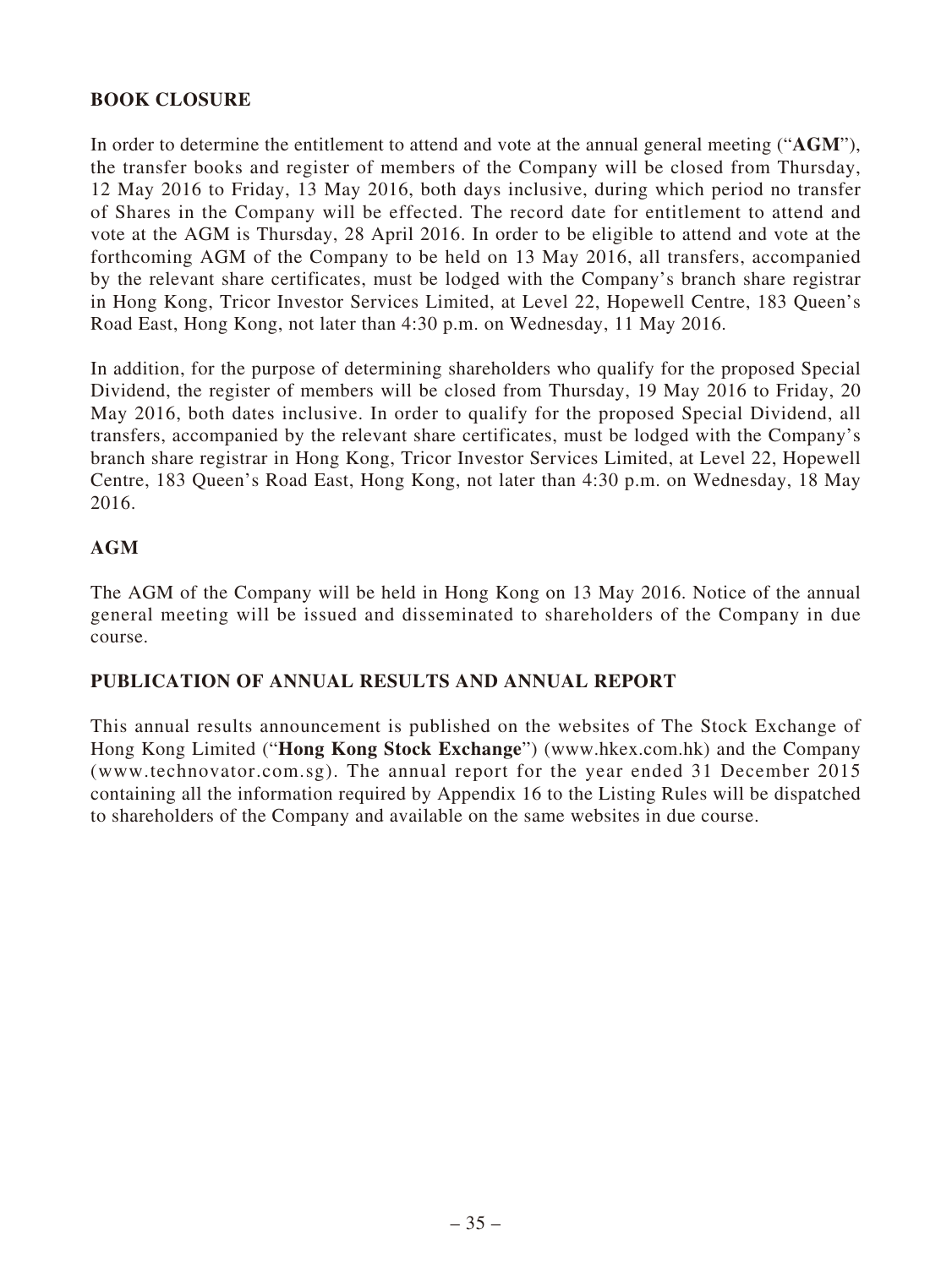## BOOK CLOSURE

In order to determine the entitlement to attend and vote at the annual general meeting ("**AGM**"), the transfer books and register of members of the Company will be closed from Thursday, 12 May 2016 to Friday, 13 May 2016, both days inclusive, during which period no transfer of Shares in the Company will be effected. The record date for entitlement to attend and vote at the AGM is Thursday, 28 April 2016. In order to be eligible to attend and vote at the forthcoming AGM of the Company to be held on 13 May 2016, all transfers, accompanied by the relevant share certificates, must be lodged with the Company's branch share registrar in Hong Kong, Tricor Investor Services Limited, at Level 22, Hopewell Centre, 183 Queen's Road East, Hong Kong, not later than 4:30 p.m. on Wednesday, 11 May 2016.

In addition, for the purpose of determining shareholders who qualify for the proposed Special Dividend, the register of members will be closed from Thursday, 19 May 2016 to Friday, 20 May 2016, both dates inclusive. In order to qualify for the proposed Special Dividend, all transfers, accompanied by the relevant share certificates, must be lodged with the Company's branch share registrar in Hong Kong, Tricor Investor Services Limited, at Level 22, Hopewell Centre, 183 Queen's Road East, Hong Kong, not later than 4:30 p.m. on Wednesday, 18 May 2016.

## AGM

The AGM of the Company will be held in Hong Kong on 13 May 2016. Notice of the annual general meeting will be issued and disseminated to shareholders of the Company in due course.

## PUBLICATION OF ANNUAL RESULTS AND ANNUAL REPORT

This annual results announcement is published on the websites of The Stock Exchange of Hong Kong Limited ("**Hong Kong Stock Exchange**") (www.hkex.com.hk) and the Company (www.technovator.com.sg). The annual report for the year ended 31 December 2015 containing all the information required by Appendix 16 to the Listing Rules will be dispatched to shareholders of the Company and available on the same websites in due course.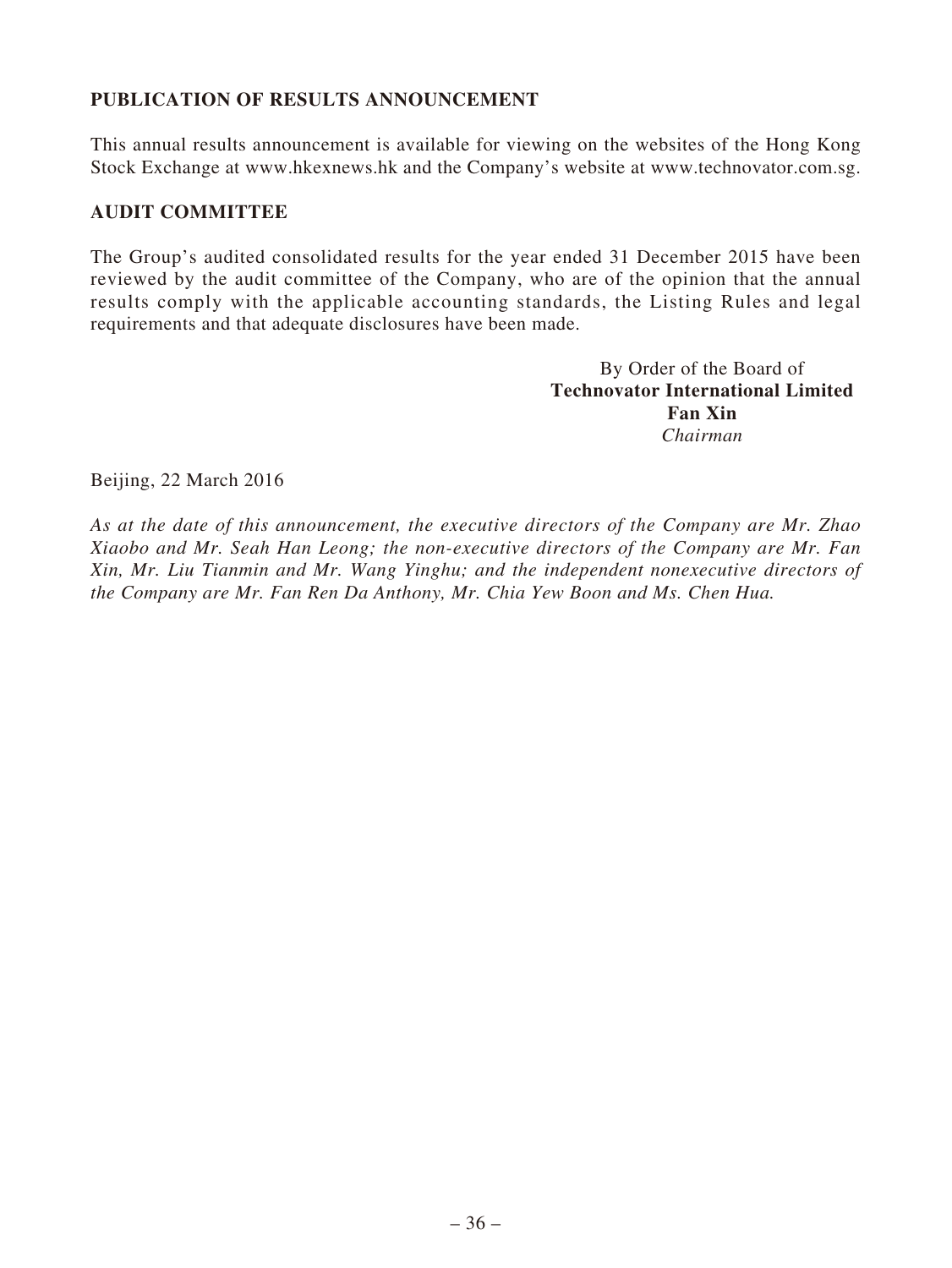## PUBLICATION OF RESULTS ANNOUNCEMENT

This annual results announcement is available for viewing on the websites of the Hong Kong Stock Exchange at www.hkexnews.hk and the Company's website at www.technovator.com.sg.

## AUDIT COMMITTEE

The Group's audited consolidated results for the year ended 31 December 2015 have been reviewed by the audit committee of the Company, who are of the opinion that the annual results comply with the applicable accounting standards, the Listing Rules and legal requirements and that adequate disclosures have been made.

By Order of the Board of
**Technovator International Limited**
**Fan Xin**
*Chairman*

Beijing, 22 March 2016

*As at the date of this announcement, the executive directors of the Company are Mr. Zhao Xiaobo and Mr. Seah Han Leong; the non-executive directors of the Company are Mr. Fan Xin, Mr. Liu Tianmin and Mr. Wang Yinghu; and the independent nonexecutive directors of the Company are Mr. Fan Ren Da Anthony, Mr. Chia Yew Boon and Ms. Chen Hua.*